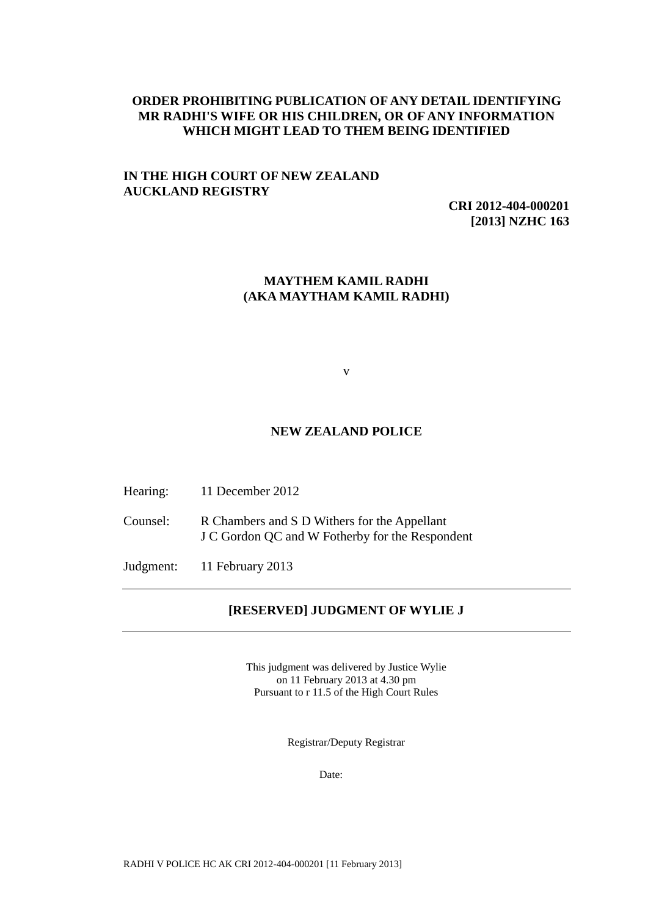**ORDER PROHIBITING PUBLICATION OF ANY DETAIL IDENTIFYING MR RADHI'S WIFE OR HIS CHILDREN, OR OF ANY INFORMATION WHICH MIGHT LEAD TO THEM BEING IDENTIFIED**

**IN THE HIGH COURT OF NEW ZEALAND**
**AUCKLAND REGISTRY**

**CRI 2012-404-000201**
**[2013] NZHC 163**

**MAYTHEM KAMIL RADHI**
**(AKA MAYTHAM KAMIL RADHI)**

v

**NEW ZEALAND POLICE**

Hearing: 11 December 2012

Counsel: R Chambers and S D Withers for the Appellant
J C Gordon QC and W Fotherby for the Respondent

Judgment: 11 February 2013

---

## [RESERVED] JUDGMENT OF WYLIE J

---

This judgment was delivered by Justice Wylie
on 11 February 2013 at 4.30 pm
Pursuant to r 11.5 of the High Court Rules

Registrar/Deputy Registrar

Date:

RADHI V POLICE HC AK CRI 2012-404-000201 [11 February 2013]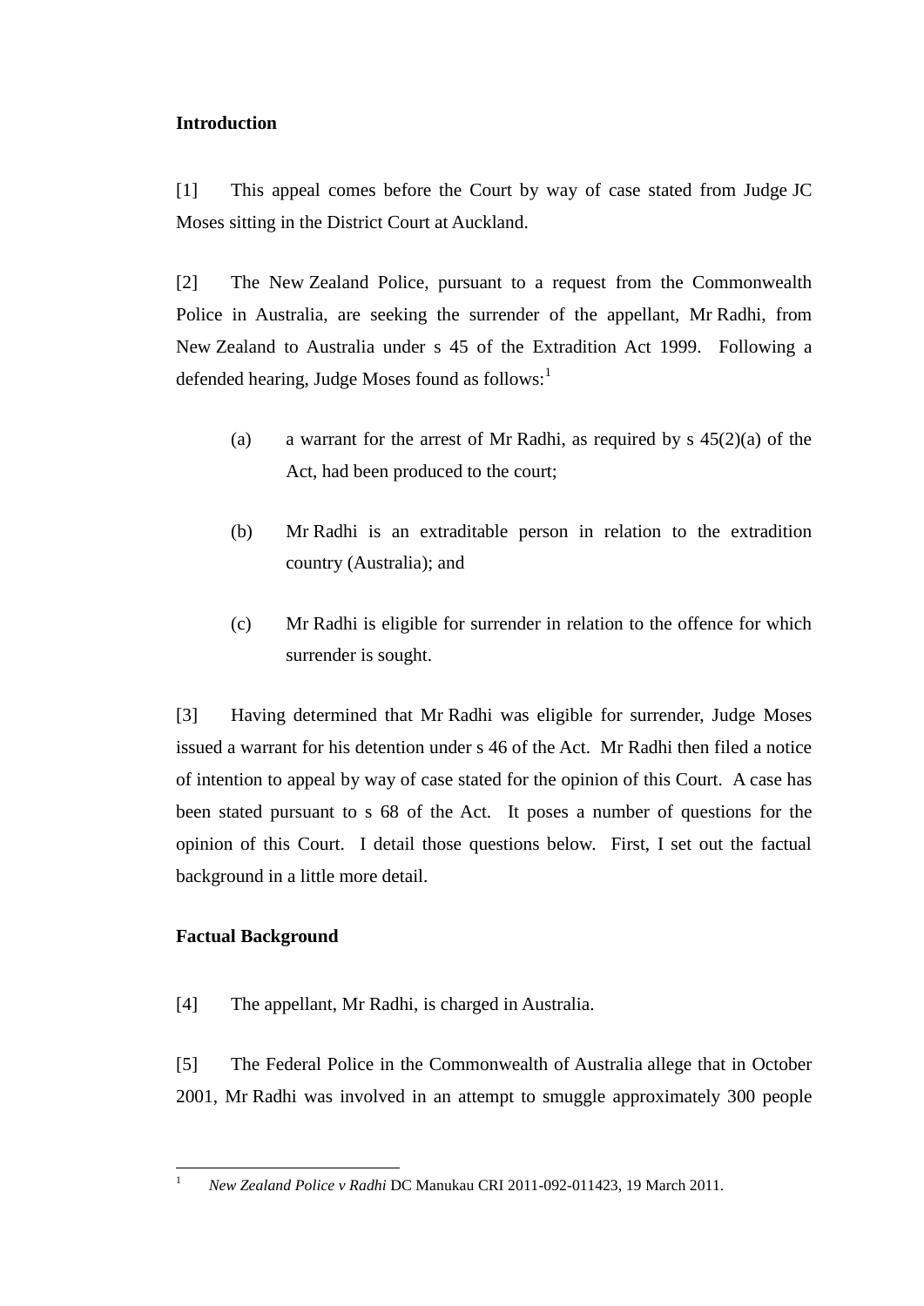## Introduction

[1] This appeal comes before the Court by way of case stated from Judge JC Moses sitting in the District Court at Auckland.

[2] The New Zealand Police, pursuant to a request from the Commonwealth Police in Australia, are seeking the surrender of the appellant, Mr Radhi, from New Zealand to Australia under s 45 of the Extradition Act 1999. Following a defended hearing, Judge Moses found as follows:[1]

(a) a warrant for the arrest of Mr Radhi, as required by s 45(2)(a) of the Act, had been produced to the court;

(b) Mr Radhi is an extraditable person in relation to the extradition country (Australia); and

(c) Mr Radhi is eligible for surrender in relation to the offence for which surrender is sought.

[3] Having determined that Mr Radhi was eligible for surrender, Judge Moses issued a warrant for his detention under s 46 of the Act. Mr Radhi then filed a notice of intention to appeal by way of case stated for the opinion of this Court. A case has been stated pursuant to s 68 of the Act. It poses a number of questions for the opinion of this Court. I detail those questions below. First, I set out the factual background in a little more detail.

## Factual Background

[4] The appellant, Mr Radhi, is charged in Australia.

[5] The Federal Police in the Commonwealth of Australia allege that in October 2001, Mr Radhi was involved in an attempt to smuggle approximately 300 people

---

[1] *New Zealand Police v Radhi* DC Manukau CRI 2011-092-011423, 19 March 2011.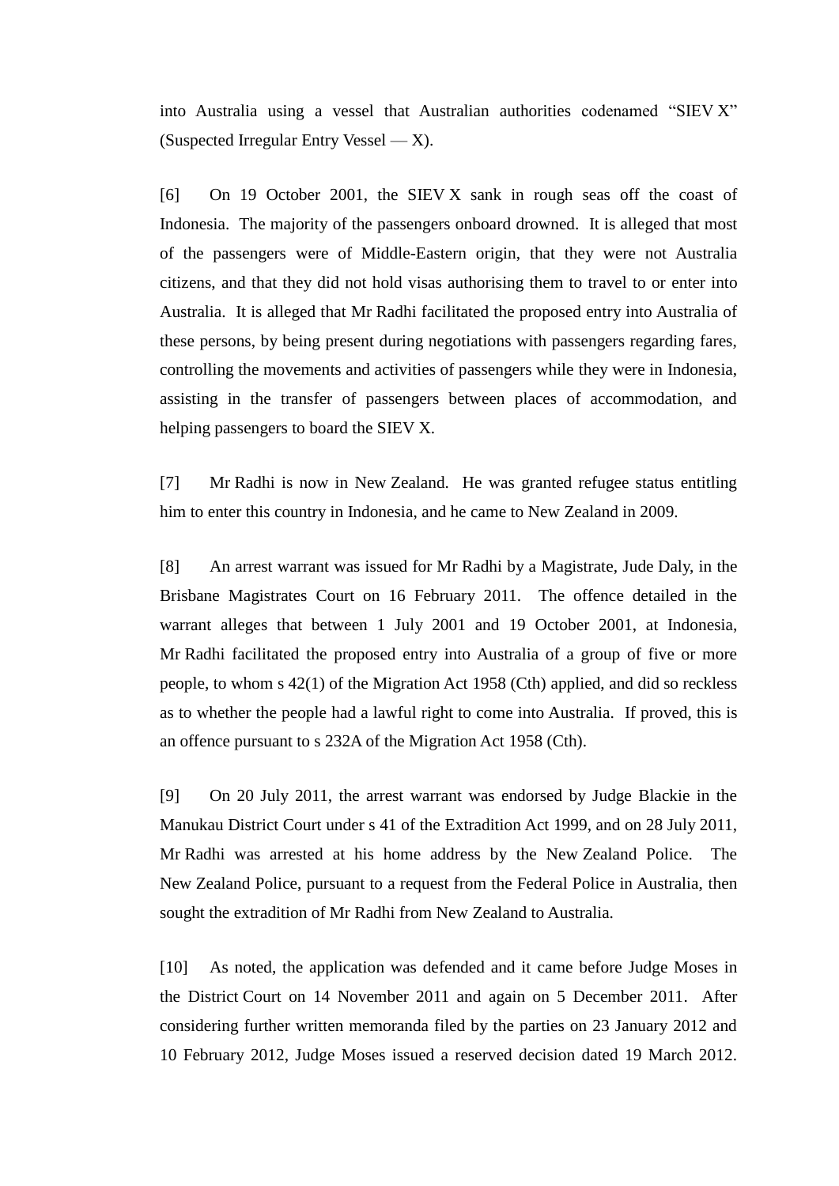into Australia using a vessel that Australian authorities codenamed "SIEV X" (Suspected Irregular Entry Vessel — X).

[6] On 19 October 2001, the SIEV X sank in rough seas off the coast of Indonesia. The majority of the passengers onboard drowned. It is alleged that most of the passengers were of Middle-Eastern origin, that they were not Australia citizens, and that they did not hold visas authorising them to travel to or enter into Australia. It is alleged that Mr Radhi facilitated the proposed entry into Australia of these persons, by being present during negotiations with passengers regarding fares, controlling the movements and activities of passengers while they were in Indonesia, assisting in the transfer of passengers between places of accommodation, and helping passengers to board the SIEV X.

[7] Mr Radhi is now in New Zealand. He was granted refugee status entitling him to enter this country in Indonesia, and he came to New Zealand in 2009.

[8] An arrest warrant was issued for Mr Radhi by a Magistrate, Jude Daly, in the Brisbane Magistrates Court on 16 February 2011. The offence detailed in the warrant alleges that between 1 July 2001 and 19 October 2001, at Indonesia, Mr Radhi facilitated the proposed entry into Australia of a group of five or more people, to whom s 42(1) of the Migration Act 1958 (Cth) applied, and did so reckless as to whether the people had a lawful right to come into Australia. If proved, this is an offence pursuant to s 232A of the Migration Act 1958 (Cth).

[9] On 20 July 2011, the arrest warrant was endorsed by Judge Blackie in the Manukau District Court under s 41 of the Extradition Act 1999, and on 28 July 2011, Mr Radhi was arrested at his home address by the New Zealand Police. The New Zealand Police, pursuant to a request from the Federal Police in Australia, then sought the extradition of Mr Radhi from New Zealand to Australia.

[10] As noted, the application was defended and it came before Judge Moses in the District Court on 14 November 2011 and again on 5 December 2011. After considering further written memoranda filed by the parties on 23 January 2012 and 10 February 2012, Judge Moses issued a reserved decision dated 19 March 2012.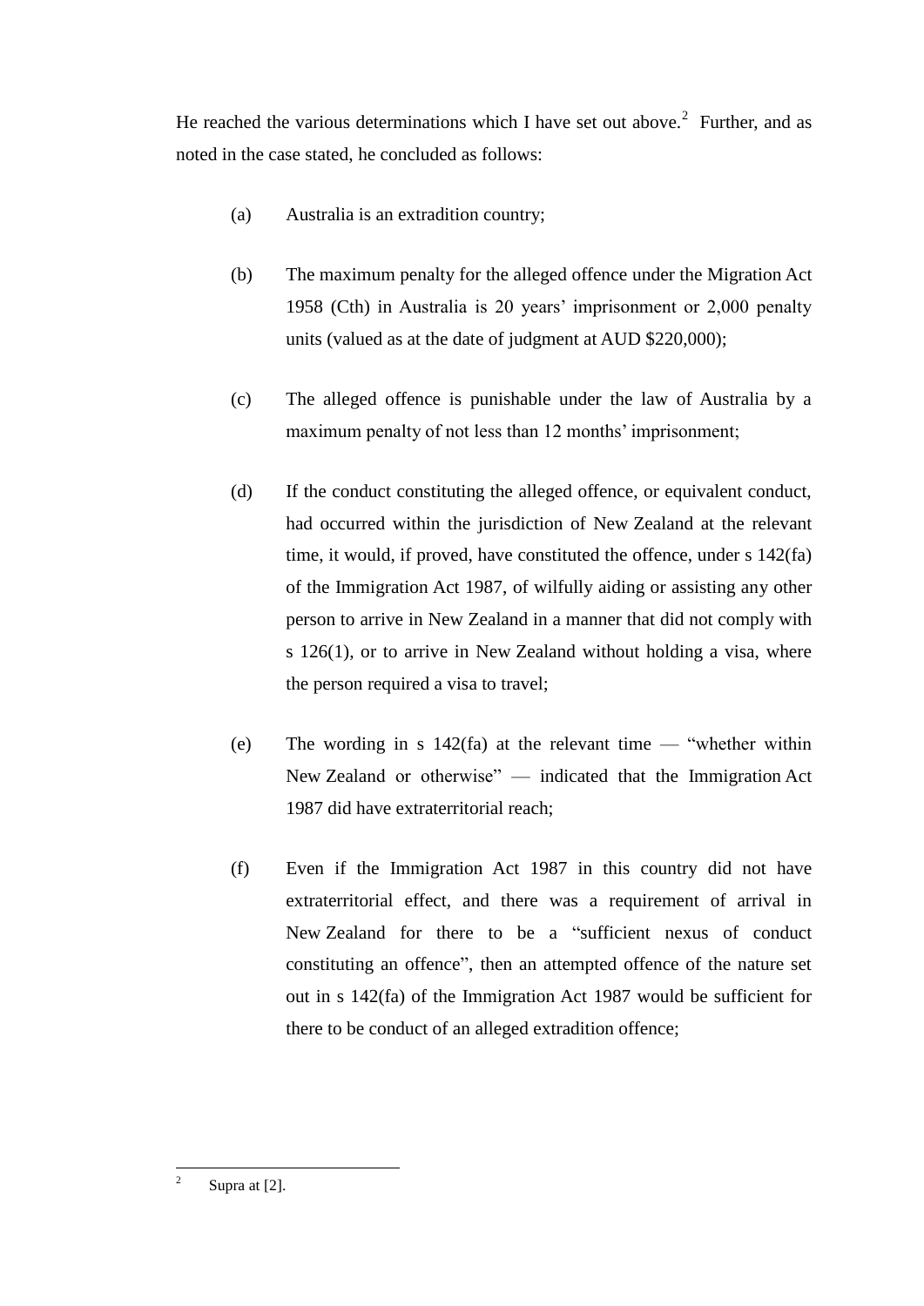He reached the various determinations which I have set out above.[2] Further, and as noted in the case stated, he concluded as follows:

(a) Australia is an extradition country;

(b) The maximum penalty for the alleged offence under the Migration Act 1958 (Cth) in Australia is 20 years' imprisonment or 2,000 penalty units (valued as at the date of judgment at AUD $220,000);

(c) The alleged offence is punishable under the law of Australia by a maximum penalty of not less than 12 months' imprisonment;

(d) If the conduct constituting the alleged offence, or equivalent conduct, had occurred within the jurisdiction of New Zealand at the relevant time, it would, if proved, have constituted the offence, under s 142(fa) of the Immigration Act 1987, of wilfully aiding or assisting any other person to arrive in New Zealand in a manner that did not comply with s 126(1), or to arrive in New Zealand without holding a visa, where the person required a visa to travel;

(e) The wording in s 142(fa) at the relevant time — "whether within New Zealand or otherwise" — indicated that the Immigration Act 1987 did have extraterritorial reach;

(f) Even if the Immigration Act 1987 in this country did not have extraterritorial effect, and there was a requirement of arrival in New Zealand for there to be a "sufficient nexus of conduct constituting an offence", then an attempted offence of the nature set out in s 142(fa) of the Immigration Act 1987 would be sufficient for there to be conduct of an alleged extradition offence;

---

[2] Supra at [2].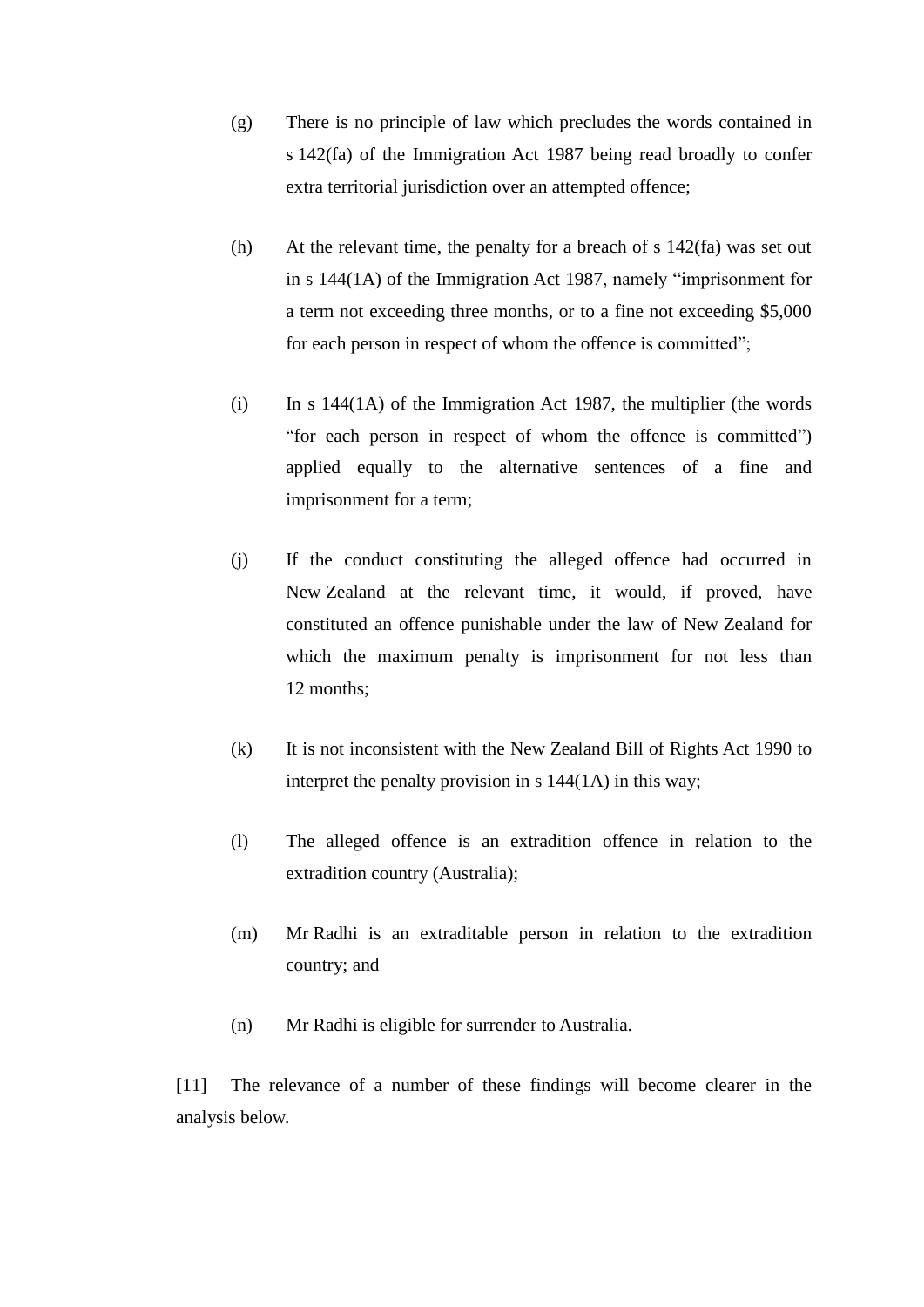(g) There is no principle of law which precludes the words contained in s 142(fa) of the Immigration Act 1987 being read broadly to confer extra territorial jurisdiction over an attempted offence;

(h) At the relevant time, the penalty for a breach of s 142(fa) was set out in s 144(1A) of the Immigration Act 1987, namely "imprisonment for a term not exceeding three months, or to a fine not exceeding $5,000 for each person in respect of whom the offence is committed";

(i) In s 144(1A) of the Immigration Act 1987, the multiplier (the words "for each person in respect of whom the offence is committed") applied equally to the alternative sentences of a fine and imprisonment for a term;

(j) If the conduct constituting the alleged offence had occurred in New Zealand at the relevant time, it would, if proved, have constituted an offence punishable under the law of New Zealand for which the maximum penalty is imprisonment for not less than 12 months;

(k) It is not inconsistent with the New Zealand Bill of Rights Act 1990 to interpret the penalty provision in s 144(1A) in this way;

(l) The alleged offence is an extradition offence in relation to the extradition country (Australia);

(m) Mr Radhi is an extraditable person in relation to the extradition country; and

(n) Mr Radhi is eligible for surrender to Australia.

[11] The relevance of a number of these findings will become clearer in the analysis below.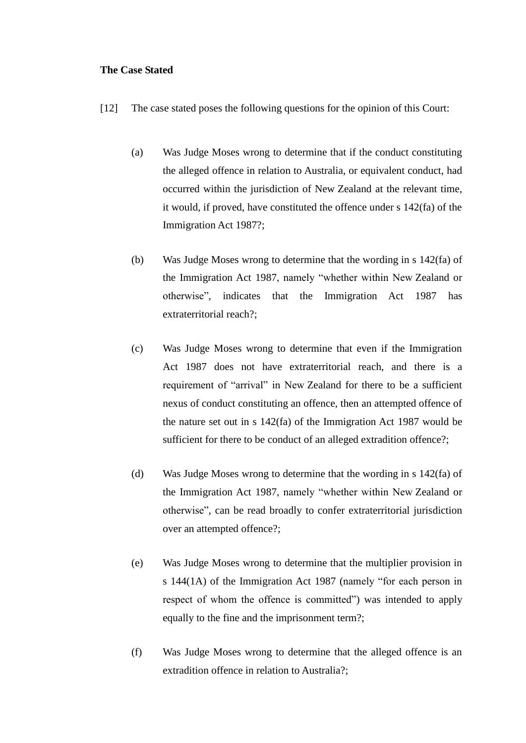**The Case Stated**

[12] The case stated poses the following questions for the opinion of this Court:

(a) Was Judge Moses wrong to determine that if the conduct constituting the alleged offence in relation to Australia, or equivalent conduct, had occurred within the jurisdiction of New Zealand at the relevant time, it would, if proved, have constituted the offence under s 142(fa) of the Immigration Act 1987?;

(b) Was Judge Moses wrong to determine that the wording in s 142(fa) of the Immigration Act 1987, namely "whether within New Zealand or otherwise", indicates that the Immigration Act 1987 has extraterritorial reach?;

(c) Was Judge Moses wrong to determine that even if the Immigration Act 1987 does not have extraterritorial reach, and there is a requirement of "arrival" in New Zealand for there to be a sufficient nexus of conduct constituting an offence, then an attempted offence of the nature set out in s 142(fa) of the Immigration Act 1987 would be sufficient for there to be conduct of an alleged extradition offence?;

(d) Was Judge Moses wrong to determine that the wording in s 142(fa) of the Immigration Act 1987, namely "whether within New Zealand or otherwise", can be read broadly to confer extraterritorial jurisdiction over an attempted offence?;

(e) Was Judge Moses wrong to determine that the multiplier provision in s 144(1A) of the Immigration Act 1987 (namely "for each person in respect of whom the offence is committed") was intended to apply equally to the fine and the imprisonment term?;

(f) Was Judge Moses wrong to determine that the alleged offence is an extradition offence in relation to Australia?;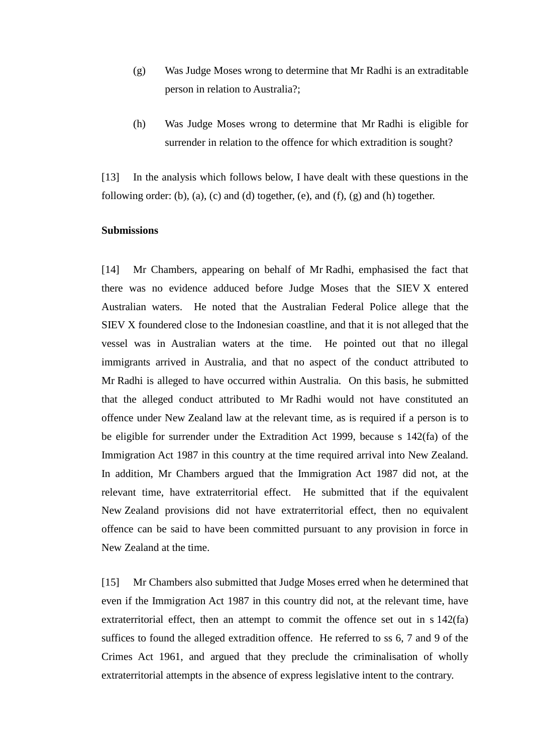(g) Was Judge Moses wrong to determine that Mr Radhi is an extraditable person in relation to Australia?;

(h) Was Judge Moses wrong to determine that Mr Radhi is eligible for surrender in relation to the offence for which extradition is sought?

[13] In the analysis which follows below, I have dealt with these questions in the following order: (b), (a), (c) and (d) together, (e), and (f), (g) and (h) together.

**Submissions**

[14] Mr Chambers, appearing on behalf of Mr Radhi, emphasised the fact that there was no evidence adduced before Judge Moses that the SIEV X entered Australian waters. He noted that the Australian Federal Police allege that the SIEV X foundered close to the Indonesian coastline, and that it is not alleged that the vessel was in Australian waters at the time. He pointed out that no illegal immigrants arrived in Australia, and that no aspect of the conduct attributed to Mr Radhi is alleged to have occurred within Australia. On this basis, he submitted that the alleged conduct attributed to Mr Radhi would not have constituted an offence under New Zealand law at the relevant time, as is required if a person is to be eligible for surrender under the Extradition Act 1999, because s 142(fa) of the Immigration Act 1987 in this country at the time required arrival into New Zealand. In addition, Mr Chambers argued that the Immigration Act 1987 did not, at the relevant time, have extraterritorial effect. He submitted that if the equivalent New Zealand provisions did not have extraterritorial effect, then no equivalent offence can be said to have been committed pursuant to any provision in force in New Zealand at the time.

[15] Mr Chambers also submitted that Judge Moses erred when he determined that even if the Immigration Act 1987 in this country did not, at the relevant time, have extraterritorial effect, then an attempt to commit the offence set out in s 142(fa) suffices to found the alleged extradition offence. He referred to ss 6, 7 and 9 of the Crimes Act 1961, and argued that they preclude the criminalisation of wholly extraterritorial attempts in the absence of express legislative intent to the contrary.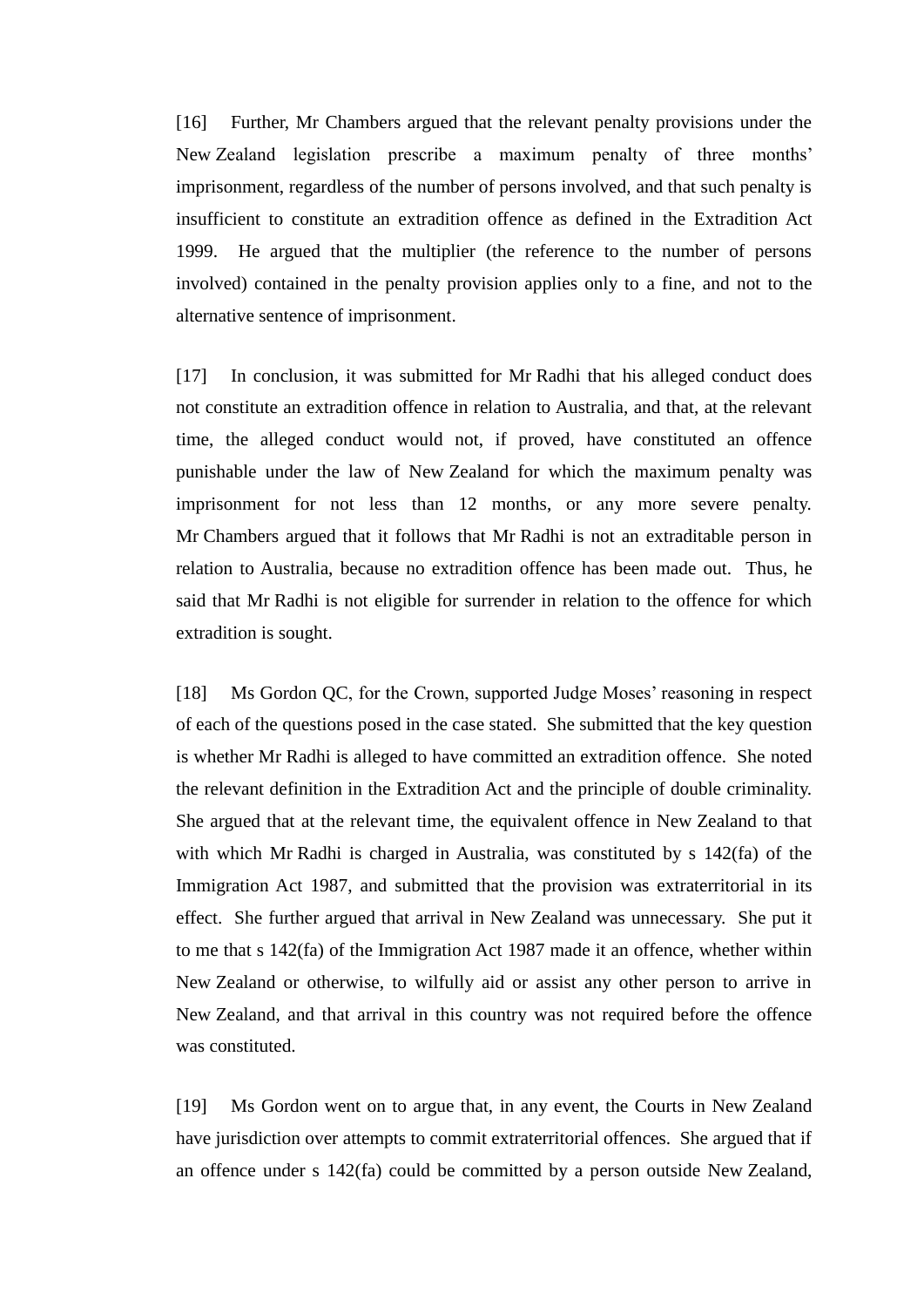[16] Further, Mr Chambers argued that the relevant penalty provisions under the New Zealand legislation prescribe a maximum penalty of three months' imprisonment, regardless of the number of persons involved, and that such penalty is insufficient to constitute an extradition offence as defined in the Extradition Act 1999. He argued that the multiplier (the reference to the number of persons involved) contained in the penalty provision applies only to a fine, and not to the alternative sentence of imprisonment.

[17] In conclusion, it was submitted for Mr Radhi that his alleged conduct does not constitute an extradition offence in relation to Australia, and that, at the relevant time, the alleged conduct would not, if proved, have constituted an offence punishable under the law of New Zealand for which the maximum penalty was imprisonment for not less than 12 months, or any more severe penalty. Mr Chambers argued that it follows that Mr Radhi is not an extraditable person in relation to Australia, because no extradition offence has been made out. Thus, he said that Mr Radhi is not eligible for surrender in relation to the offence for which extradition is sought.

[18] Ms Gordon QC, for the Crown, supported Judge Moses' reasoning in respect of each of the questions posed in the case stated. She submitted that the key question is whether Mr Radhi is alleged to have committed an extradition offence. She noted the relevant definition in the Extradition Act and the principle of double criminality. She argued that at the relevant time, the equivalent offence in New Zealand to that with which Mr Radhi is charged in Australia, was constituted by s 142(fa) of the Immigration Act 1987, and submitted that the provision was extraterritorial in its effect. She further argued that arrival in New Zealand was unnecessary. She put it to me that s 142(fa) of the Immigration Act 1987 made it an offence, whether within New Zealand or otherwise, to wilfully aid or assist any other person to arrive in New Zealand, and that arrival in this country was not required before the offence was constituted.

[19] Ms Gordon went on to argue that, in any event, the Courts in New Zealand have jurisdiction over attempts to commit extraterritorial offences. She argued that if an offence under s 142(fa) could be committed by a person outside New Zealand,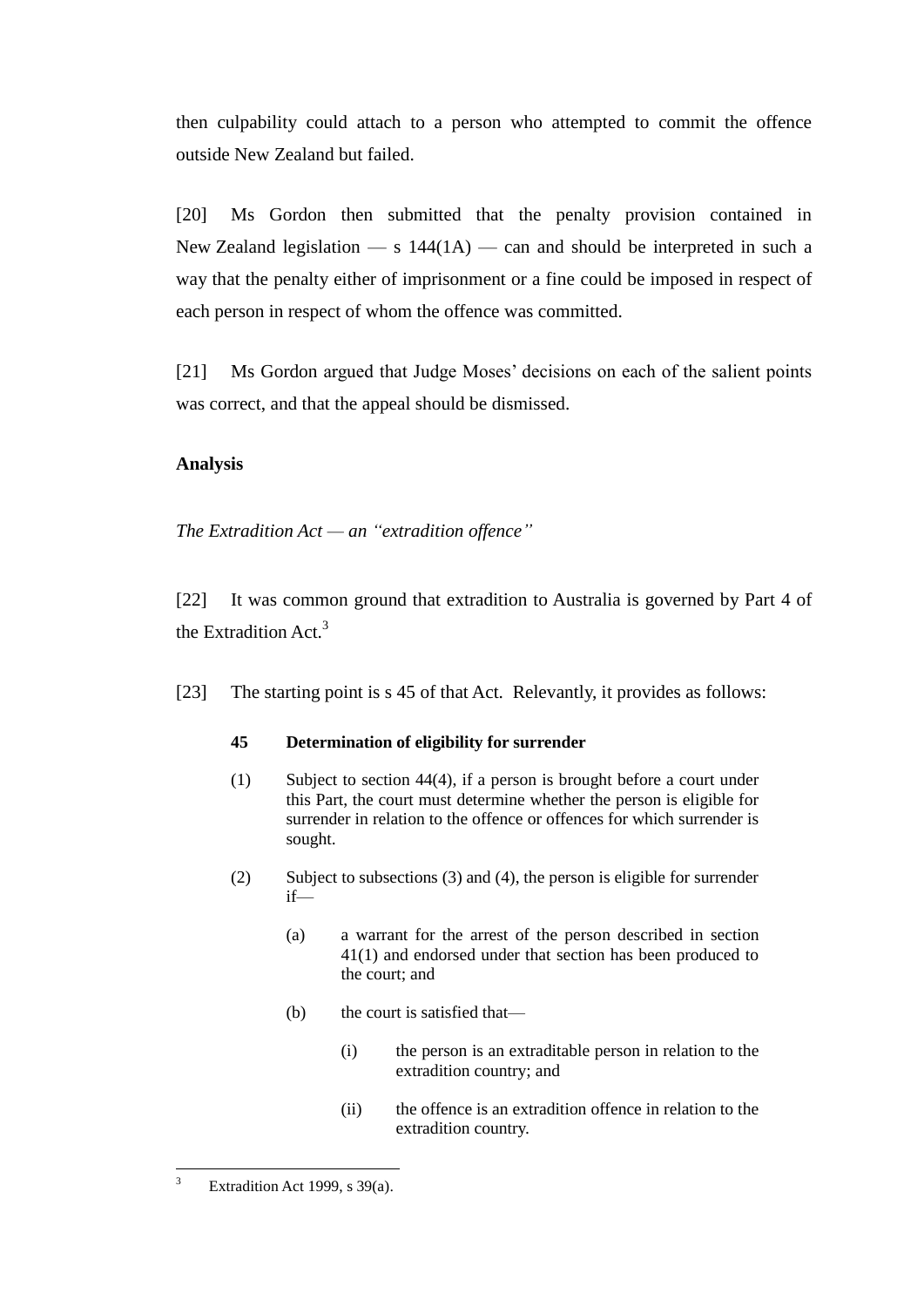then culpability could attach to a person who attempted to commit the offence outside New Zealand but failed.

[20] Ms Gordon then submitted that the penalty provision contained in New Zealand legislation — s 144(1A) — can and should be interpreted in such a way that the penalty either of imprisonment or a fine could be imposed in respect of each person in respect of whom the offence was committed.

[21] Ms Gordon argued that Judge Moses' decisions on each of the salient points was correct, and that the appeal should be dismissed.

**Analysis**

*The Extradition Act — an "extradition offence"*

[22] It was common ground that extradition to Australia is governed by Part 4 of the Extradition Act.[3]

[23] The starting point is s 45 of that Act. Relevantly, it provides as follows:

> **45 Determination of eligibility for surrender**
>
> (1) Subject to section 44(4), if a person is brought before a court under this Part, the court must determine whether the person is eligible for surrender in relation to the offence or offences for which surrender is sought.
>
> (2) Subject to subsections (3) and (4), the person is eligible for surrender if—
>
> (a) a warrant for the arrest of the person described in section 41(1) and endorsed under that section has been produced to the court; and
>
> (b) the court is satisfied that—
>
> (i) the person is an extraditable person in relation to the extradition country; and
>
> (ii) the offence is an extradition offence in relation to the extradition country.

[3] Extradition Act 1999, s 39(a).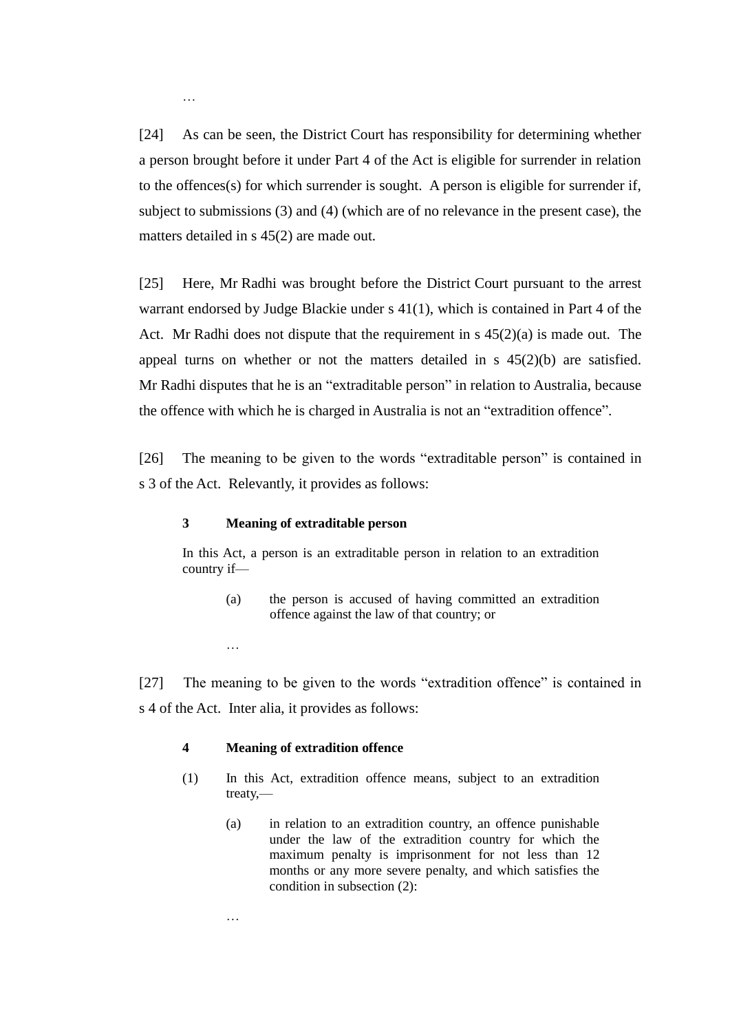…

[24] As can be seen, the District Court has responsibility for determining whether a person brought before it under Part 4 of the Act is eligible for surrender in relation to the offences(s) for which surrender is sought. A person is eligible for surrender if, subject to submissions (3) and (4) (which are of no relevance in the present case), the matters detailed in s 45(2) are made out.

[25] Here, Mr Radhi was brought before the District Court pursuant to the arrest warrant endorsed by Judge Blackie under s 41(1), which is contained in Part 4 of the Act. Mr Radhi does not dispute that the requirement in s 45(2)(a) is made out. The appeal turns on whether or not the matters detailed in s 45(2)(b) are satisfied. Mr Radhi disputes that he is an "extraditable person" in relation to Australia, because the offence with which he is charged in Australia is not an "extradition offence".

[26] The meaning to be given to the words "extraditable person" is contained in s 3 of the Act. Relevantly, it provides as follows:

> **3 Meaning of extraditable person**
>
> In this Act, a person is an extraditable person in relation to an extradition country if—
>
> (a) the person is accused of having committed an extradition offence against the law of that country; or
>
> …

[27] The meaning to be given to the words "extradition offence" is contained in s 4 of the Act. Inter alia, it provides as follows:

> **4 Meaning of extradition offence**
>
> (1) In this Act, extradition offence means, subject to an extradition treaty,—
>
> (a) in relation to an extradition country, an offence punishable under the law of the extradition country for which the maximum penalty is imprisonment for not less than 12 months or any more severe penalty, and which satisfies the condition in subsection (2):
>
> …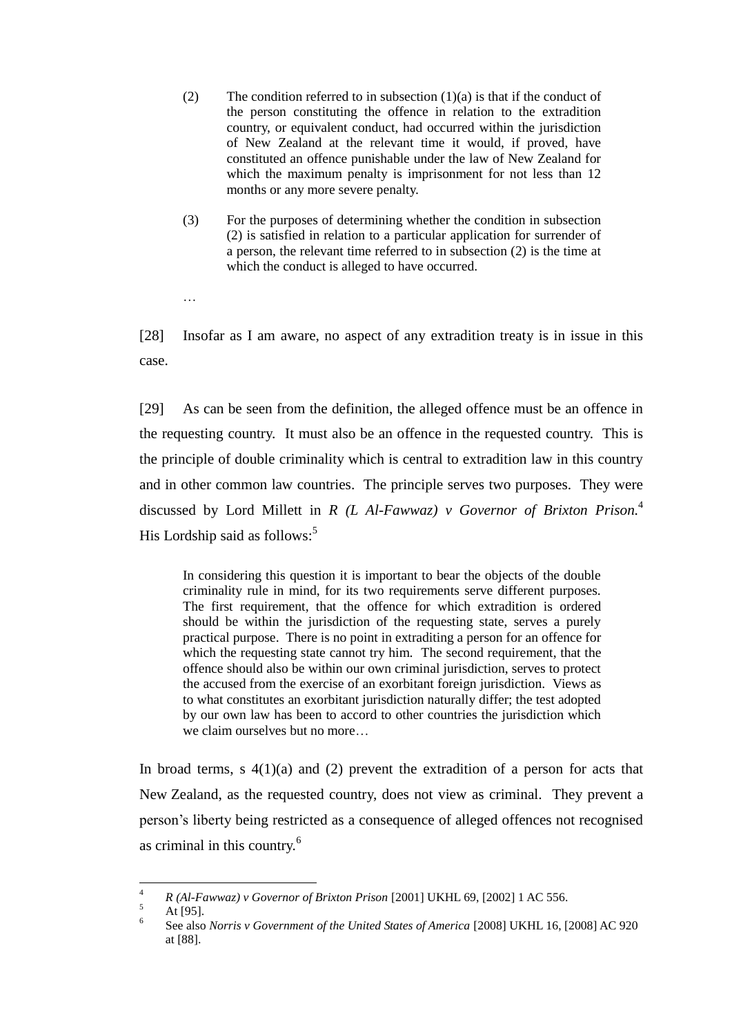> (2) The condition referred to in subsection (1)(a) is that if the conduct of the person constituting the offence in relation to the extradition country, or equivalent conduct, had occurred within the jurisdiction of New Zealand at the relevant time it would, if proved, have constituted an offence punishable under the law of New Zealand for which the maximum penalty is imprisonment for not less than 12 months or any more severe penalty.
>
> (3) For the purposes of determining whether the condition in subsection (2) is satisfied in relation to a particular application for surrender of a person, the relevant time referred to in subsection (2) is the time at which the conduct is alleged to have occurred.
>
> …

[28] Insofar as I am aware, no aspect of any extradition treaty is in issue in this case.

[29] As can be seen from the definition, the alleged offence must be an offence in the requesting country. It must also be an offence in the requested country. This is the principle of double criminality which is central to extradition law in this country and in other common law countries. The principle serves two purposes. They were discussed by Lord Millett in *R (L Al-Fawwaz) v Governor of Brixton Prison.*[4] His Lordship said as follows:[5]

> In considering this question it is important to bear the objects of the double criminality rule in mind, for its two requirements serve different purposes. The first requirement, that the offence for which extradition is ordered should be within the jurisdiction of the requesting state, serves a purely practical purpose. There is no point in extraditing a person for an offence for which the requesting state cannot try him. The second requirement, that the offence should also be within our own criminal jurisdiction, serves to protect the accused from the exercise of an exorbitant foreign jurisdiction. Views as to what constitutes an exorbitant jurisdiction naturally differ; the test adopted by our own law has been to accord to other countries the jurisdiction which we claim ourselves but no more…

In broad terms, s 4(1)(a) and (2) prevent the extradition of a person for acts that New Zealand, as the requested country, does not view as criminal. They prevent a person's liberty being restricted as a consequence of alleged offences not recognised as criminal in this country.[6]

---

[4] *R (Al-Fawwaz) v Governor of Brixton Prison* [2001] UKHL 69, [2002] 1 AC 556.

[5] At [95].

[6] See also *Norris v Government of the United States of America* [2008] UKHL 16, [2008] AC 920 at [88].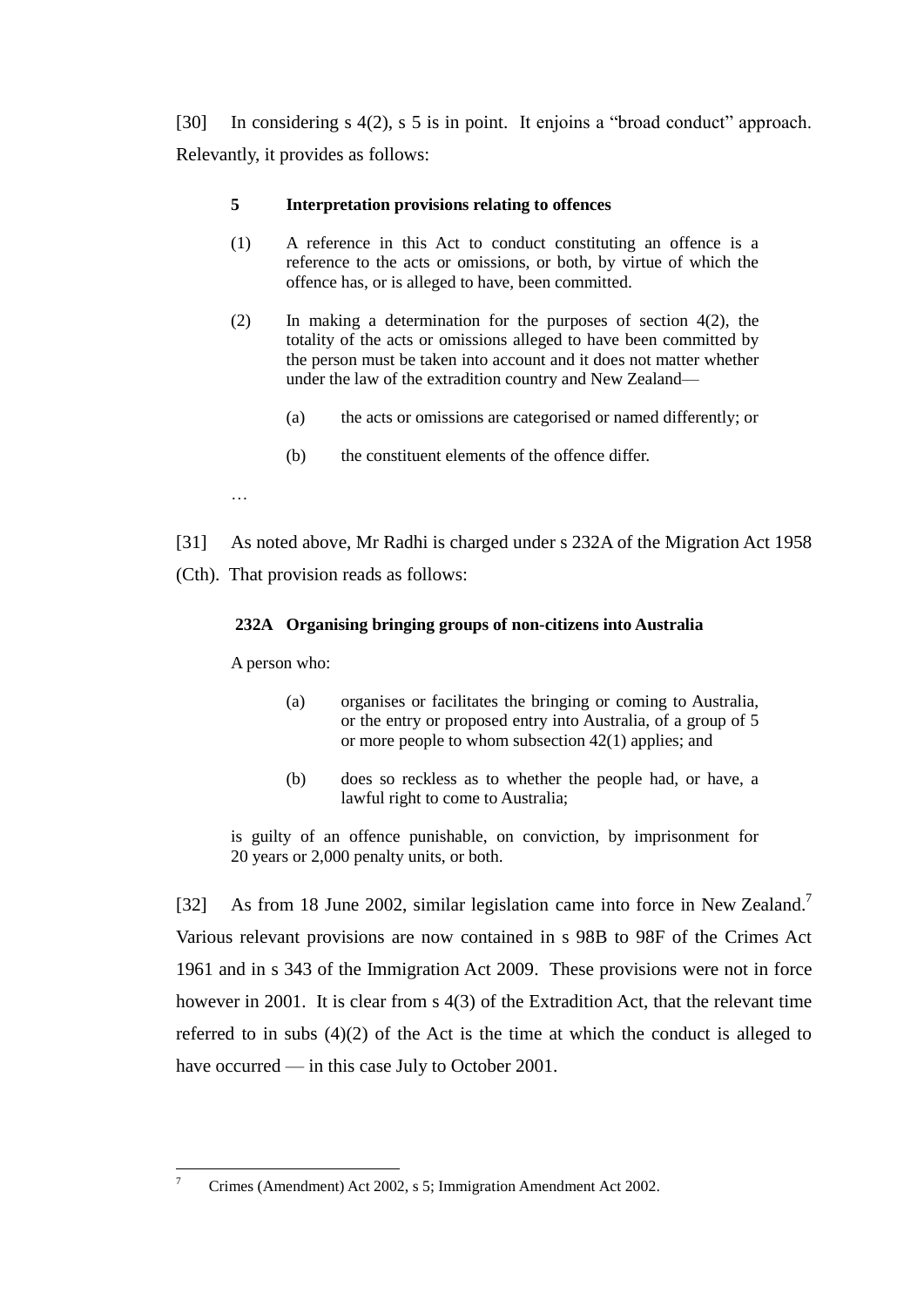[30] In considering s 4(2), s 5 is in point. It enjoins a "broad conduct" approach. Relevantly, it provides as follows:

> **5 Interpretation provisions relating to offences**
>
> (1) A reference in this Act to conduct constituting an offence is a reference to the acts or omissions, or both, by virtue of which the offence has, or is alleged to have, been committed.
>
> (2) In making a determination for the purposes of section 4(2), the totality of the acts or omissions alleged to have been committed by the person must be taken into account and it does not matter whether under the law of the extradition country and New Zealand—
>
> (a) the acts or omissions are categorised or named differently; or
>
> (b) the constituent elements of the offence differ.
>
> …

[31] As noted above, Mr Radhi is charged under s 232A of the Migration Act 1958 (Cth). That provision reads as follows:

> **232A Organising bringing groups of non-citizens into Australia**
>
> A person who:
>
> (a) organises or facilitates the bringing or coming to Australia, or the entry or proposed entry into Australia, of a group of 5 or more people to whom subsection 42(1) applies; and
>
> (b) does so reckless as to whether the people had, or have, a lawful right to come to Australia;
>
> is guilty of an offence punishable, on conviction, by imprisonment for 20 years or 2,000 penalty units, or both.

[32] As from 18 June 2002, similar legislation came into force in New Zealand.[7] Various relevant provisions are now contained in s 98B to 98F of the Crimes Act 1961 and in s 343 of the Immigration Act 2009. These provisions were not in force however in 2001. It is clear from s 4(3) of the Extradition Act, that the relevant time referred to in subs (4)(2) of the Act is the time at which the conduct is alleged to have occurred — in this case July to October 2001.

---

[7] Crimes (Amendment) Act 2002, s 5; Immigration Amendment Act 2002.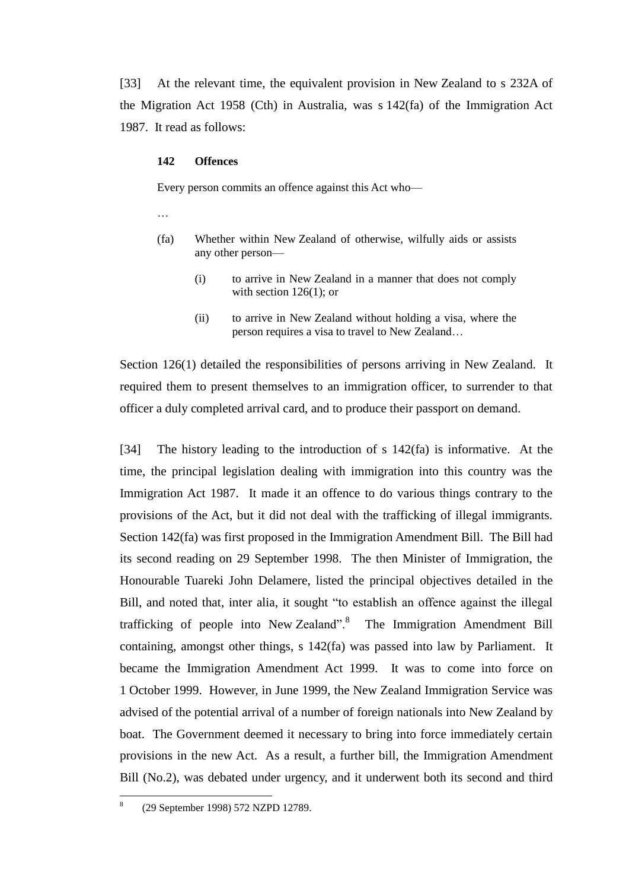[33] At the relevant time, the equivalent provision in New Zealand to s 232A of the Migration Act 1958 (Cth) in Australia, was s 142(fa) of the Immigration Act 1987. It read as follows:

> **142 Offences**
>
> Every person commits an offence against this Act who—
>
> …
>
> (fa) Whether within New Zealand of otherwise, wilfully aids or assists any other person—
>
> > (i) to arrive in New Zealand in a manner that does not comply with section 126(1); or
> >
> > (ii) to arrive in New Zealand without holding a visa, where the person requires a visa to travel to New Zealand…

Section 126(1) detailed the responsibilities of persons arriving in New Zealand. It required them to present themselves to an immigration officer, to surrender to that officer a duly completed arrival card, and to produce their passport on demand.

[34] The history leading to the introduction of s 142(fa) is informative. At the time, the principal legislation dealing with immigration into this country was the Immigration Act 1987. It made it an offence to do various things contrary to the provisions of the Act, but it did not deal with the trafficking of illegal immigrants. Section 142(fa) was first proposed in the Immigration Amendment Bill. The Bill had its second reading on 29 September 1998. The then Minister of Immigration, the Honourable Tuareki John Delamere, listed the principal objectives detailed in the Bill, and noted that, inter alia, it sought "to establish an offence against the illegal trafficking of people into New Zealand".[8] The Immigration Amendment Bill containing, amongst other things, s 142(fa) was passed into law by Parliament. It became the Immigration Amendment Act 1999. It was to come into force on 1 October 1999. However, in June 1999, the New Zealand Immigration Service was advised of the potential arrival of a number of foreign nationals into New Zealand by boat. The Government deemed it necessary to bring into force immediately certain provisions in the new Act. As a result, a further bill, the Immigration Amendment Bill (No.2), was debated under urgency, and it underwent both its second and third

---

[8] (29 September 1998) 572 NZPD 12789.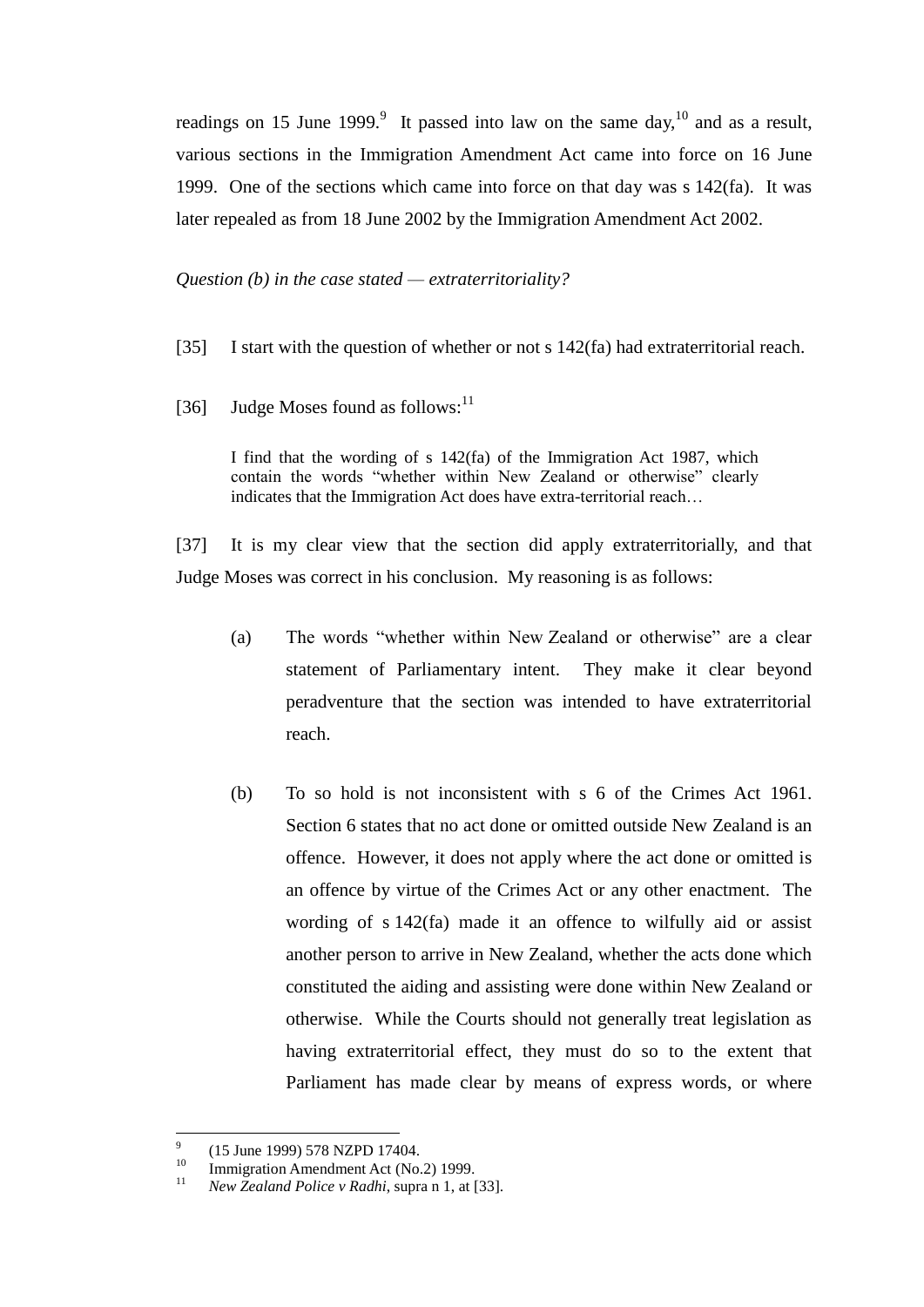readings on 15 June 1999.[9] It passed into law on the same day,[10] and as a result, various sections in the Immigration Amendment Act came into force on 16 June 1999. One of the sections which came into force on that day was s 142(fa). It was later repealed as from 18 June 2002 by the Immigration Amendment Act 2002.

*Question (b) in the case stated — extraterritoriality?*

[35] I start with the question of whether or not s 142(fa) had extraterritorial reach.

[36] Judge Moses found as follows:[11]

> I find that the wording of s 142(fa) of the Immigration Act 1987, which contain the words "whether within New Zealand or otherwise" clearly indicates that the Immigration Act does have extra-territorial reach…

[37] It is my clear view that the section did apply extraterritorially, and that Judge Moses was correct in his conclusion. My reasoning is as follows:

(a) The words "whether within New Zealand or otherwise" are a clear statement of Parliamentary intent. They make it clear beyond peradventure that the section was intended to have extraterritorial reach.

(b) To so hold is not inconsistent with s 6 of the Crimes Act 1961. Section 6 states that no act done or omitted outside New Zealand is an offence. However, it does not apply where the act done or omitted is an offence by virtue of the Crimes Act or any other enactment. The wording of s 142(fa) made it an offence to wilfully aid or assist another person to arrive in New Zealand, whether the acts done which constituted the aiding and assisting were done within New Zealand or otherwise. While the Courts should not generally treat legislation as having extraterritorial effect, they must do so to the extent that Parliament has made clear by means of express words, or where

---

[9] (15 June 1999) 578 NZPD 17404.

[10] Immigration Amendment Act (No.2) 1999.

[11] *New Zealand Police v Radhi*, supra n 1, at [33].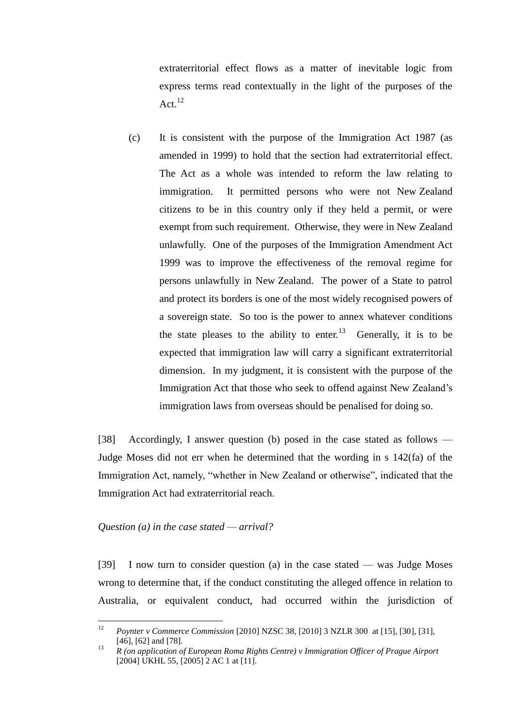extraterritorial effect flows as a matter of inevitable logic from express terms read contextually in the light of the purposes of the Act.[12]

(c) It is consistent with the purpose of the Immigration Act 1987 (as amended in 1999) to hold that the section had extraterritorial effect. The Act as a whole was intended to reform the law relating to immigration. It permitted persons who were not New Zealand citizens to be in this country only if they held a permit, or were exempt from such requirement. Otherwise, they were in New Zealand unlawfully. One of the purposes of the Immigration Amendment Act 1999 was to improve the effectiveness of the removal regime for persons unlawfully in New Zealand. The power of a State to patrol and protect its borders is one of the most widely recognised powers of a sovereign state. So too is the power to annex whatever conditions the state pleases to the ability to enter.[13] Generally, it is to be expected that immigration law will carry a significant extraterritorial dimension. In my judgment, it is consistent with the purpose of the Immigration Act that those who seek to offend against New Zealand's immigration laws from overseas should be penalised for doing so.

[38] Accordingly, I answer question (b) posed in the case stated as follows — Judge Moses did not err when he determined that the wording in s 142(fa) of the Immigration Act, namely, "whether in New Zealand or otherwise", indicated that the Immigration Act had extraterritorial reach.

*Question (a) in the case stated — arrival?*

[39] I now turn to consider question (a) in the case stated — was Judge Moses wrong to determine that, if the conduct constituting the alleged offence in relation to Australia, or equivalent conduct, had occurred within the jurisdiction of

---

[12] *Poynter v Commerce Commission* [2010] NZSC 38, [2010] 3 NZLR 300 at [15], [30], [31], [46], [62] and [78].

[13] *R (on application of European Roma Rights Centre) v Immigration Officer of Prague Airport* [2004] UKHL 55, [2005] 2 AC 1 at [11].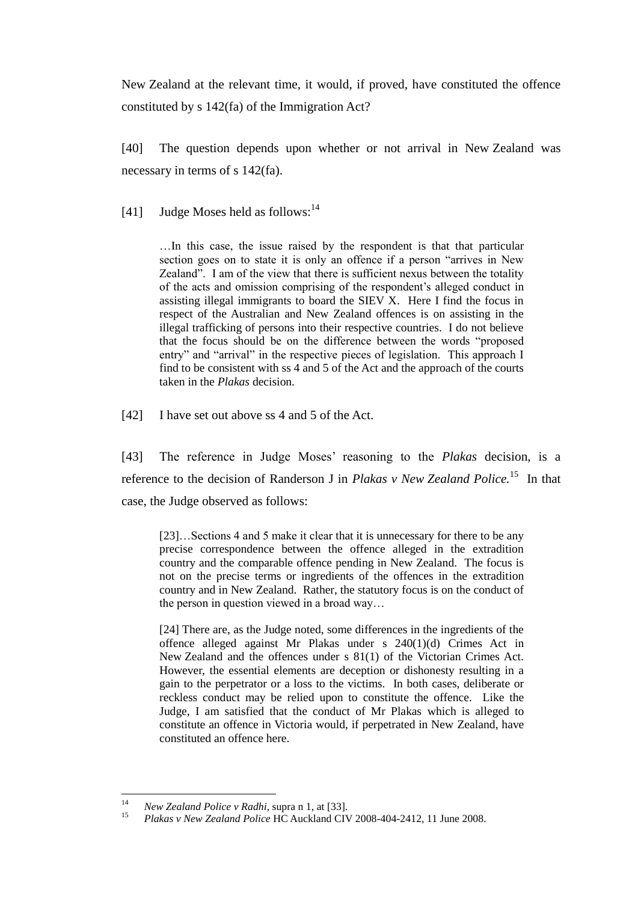New Zealand at the relevant time, it would, if proved, have constituted the offence constituted by s 142(fa) of the Immigration Act?

[40] The question depends upon whether or not arrival in New Zealand was necessary in terms of s 142(fa).

[41] Judge Moses held as follows:[14]

> …In this case, the issue raised by the respondent is that that particular section goes on to state it is only an offence if a person "arrives in New Zealand". I am of the view that there is sufficient nexus between the totality of the acts and omission comprising of the respondent's alleged conduct in assisting illegal immigrants to board the SIEV X. Here I find the focus in respect of the Australian and New Zealand offences is on assisting in the illegal trafficking of persons into their respective countries. I do not believe that the focus should be on the difference between the words "proposed entry" and "arrival" in the respective pieces of legislation. This approach I find to be consistent with ss 4 and 5 of the Act and the approach of the courts taken in the *Plakas* decision.

[42] I have set out above ss 4 and 5 of the Act.

[43] The reference in Judge Moses' reasoning to the *Plakas* decision, is a reference to the decision of Randerson J in *Plakas v New Zealand Police.*[15] In that case, the Judge observed as follows:

> [23]…Sections 4 and 5 make it clear that it is unnecessary for there to be any precise correspondence between the offence alleged in the extradition country and the comparable offence pending in New Zealand. The focus is not on the precise terms or ingredients of the offences in the extradition country and in New Zealand. Rather, the statutory focus is on the conduct of the person in question viewed in a broad way…
>
> [24] There are, as the Judge noted, some differences in the ingredients of the offence alleged against Mr Plakas under s 240(1)(d) Crimes Act in New Zealand and the offences under s 81(1) of the Victorian Crimes Act. However, the essential elements are deception or dishonesty resulting in a gain to the perpetrator or a loss to the victims. In both cases, deliberate or reckless conduct may be relied upon to constitute the offence. Like the Judge, I am satisfied that the conduct of Mr Plakas which is alleged to constitute an offence in Victoria would, if perpetrated in New Zealand, have constituted an offence here.

---

[14] *New Zealand Police v Radhi*, supra n 1, at [33].

[15] *Plakas v New Zealand Police* HC Auckland CIV 2008-404-2412, 11 June 2008.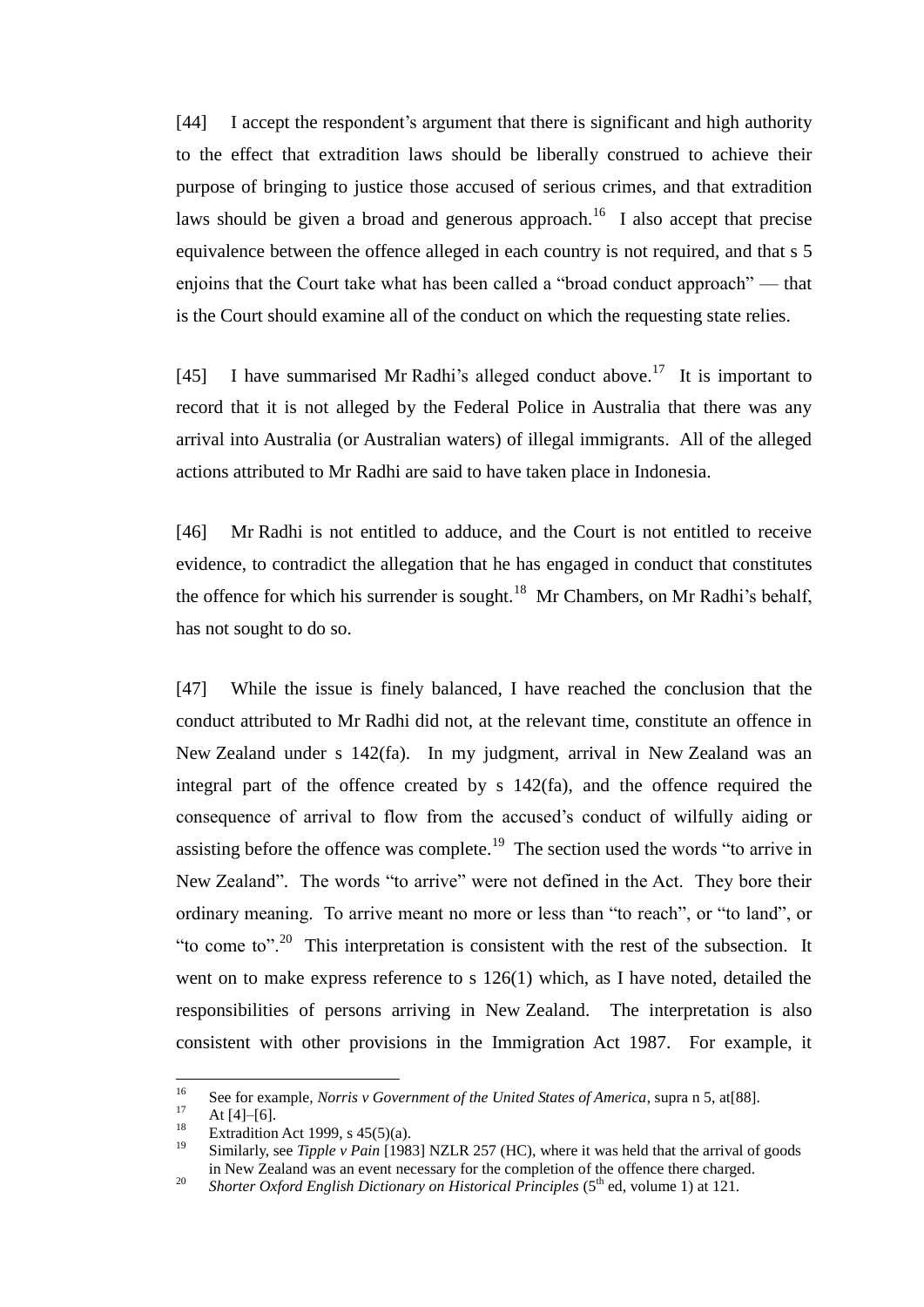[44] I accept the respondent's argument that there is significant and high authority to the effect that extradition laws should be liberally construed to achieve their purpose of bringing to justice those accused of serious crimes, and that extradition laws should be given a broad and generous approach.[16] I also accept that precise equivalence between the offence alleged in each country is not required, and that s 5 enjoins that the Court take what has been called a "broad conduct approach" — that is the Court should examine all of the conduct on which the requesting state relies.

[45] I have summarised Mr Radhi's alleged conduct above.[17] It is important to record that it is not alleged by the Federal Police in Australia that there was any arrival into Australia (or Australian waters) of illegal immigrants. All of the alleged actions attributed to Mr Radhi are said to have taken place in Indonesia.

[46] Mr Radhi is not entitled to adduce, and the Court is not entitled to receive evidence, to contradict the allegation that he has engaged in conduct that constitutes the offence for which his surrender is sought.[18] Mr Chambers, on Mr Radhi's behalf, has not sought to do so.

[47] While the issue is finely balanced, I have reached the conclusion that the conduct attributed to Mr Radhi did not, at the relevant time, constitute an offence in New Zealand under s 142(fa). In my judgment, arrival in New Zealand was an integral part of the offence created by s 142(fa), and the offence required the consequence of arrival to flow from the accused's conduct of wilfully aiding or assisting before the offence was complete.[19] The section used the words "to arrive in New Zealand". The words "to arrive" were not defined in the Act. They bore their ordinary meaning. To arrive meant no more or less than "to reach", or "to land", or "to come to".[20] This interpretation is consistent with the rest of the subsection. It went on to make express reference to s 126(1) which, as I have noted, detailed the responsibilities of persons arriving in New Zealand. The interpretation is also consistent with other provisions in the Immigration Act 1987. For example, it

---

16 See for example, *Norris v Government of the United States of America*, supra n 5, at[88].

17 At [4]–[6].

18 Extradition Act 1999, s 45(5)(a).

19 Similarly, see *Tipple v Pain* [1983] NZLR 257 (HC), where it was held that the arrival of goods in New Zealand was an event necessary for the completion of the offence there charged.

20 *Shorter Oxford English Dictionary on Historical Principles* (5th ed, volume 1) at 121.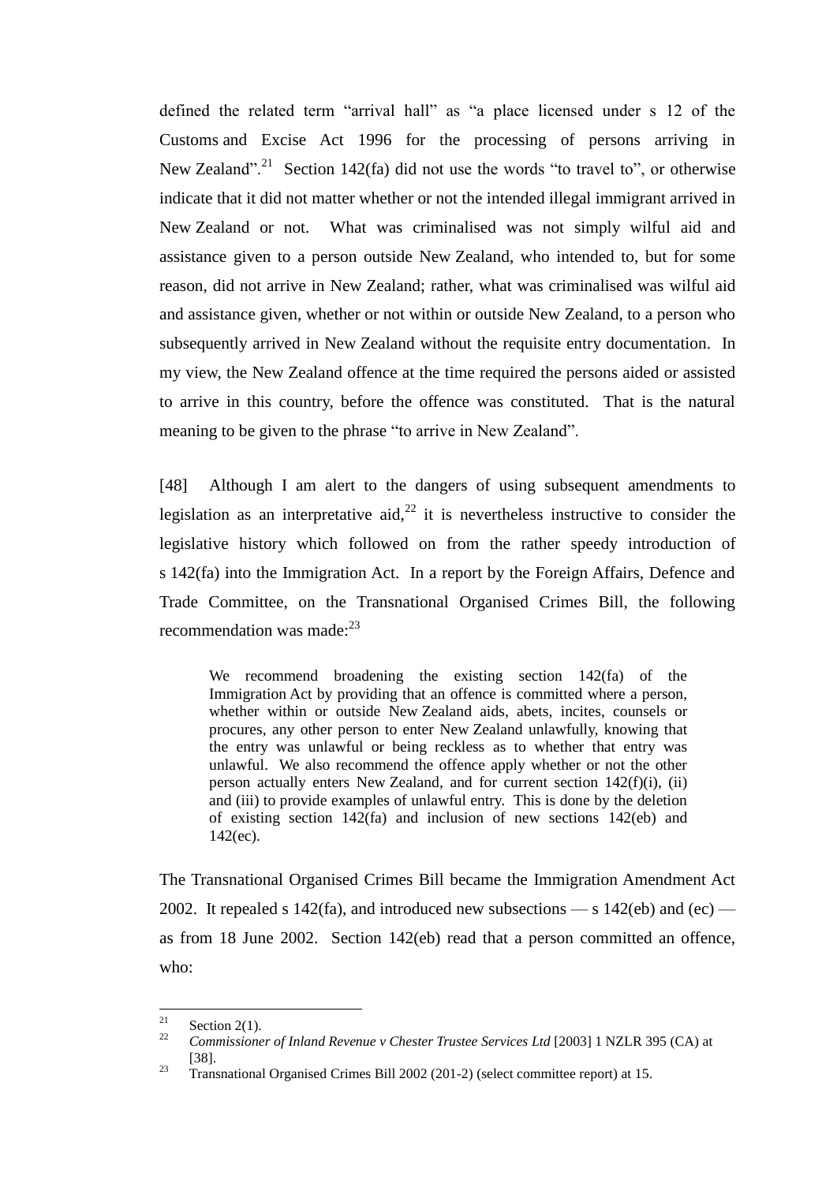defined the related term "arrival hall" as "a place licensed under s 12 of the Customs and Excise Act 1996 for the processing of persons arriving in New Zealand".[21] Section 142(fa) did not use the words "to travel to", or otherwise indicate that it did not matter whether or not the intended illegal immigrant arrived in New Zealand or not. What was criminalised was not simply wilful aid and assistance given to a person outside New Zealand, who intended to, but for some reason, did not arrive in New Zealand; rather, what was criminalised was wilful aid and assistance given, whether or not within or outside New Zealand, to a person who subsequently arrived in New Zealand without the requisite entry documentation. In my view, the New Zealand offence at the time required the persons aided or assisted to arrive in this country, before the offence was constituted. That is the natural meaning to be given to the phrase "to arrive in New Zealand".

[48] Although I am alert to the dangers of using subsequent amendments to legislation as an interpretative aid,[22] it is nevertheless instructive to consider the legislative history which followed on from the rather speedy introduction of s 142(fa) into the Immigration Act. In a report by the Foreign Affairs, Defence and Trade Committee, on the Transnational Organised Crimes Bill, the following recommendation was made:[23]

> We recommend broadening the existing section 142(fa) of the Immigration Act by providing that an offence is committed where a person, whether within or outside New Zealand aids, abets, incites, counsels or procures, any other person to enter New Zealand unlawfully, knowing that the entry was unlawful or being reckless as to whether that entry was unlawful. We also recommend the offence apply whether or not the other person actually enters New Zealand, and for current section 142(f)(i), (ii) and (iii) to provide examples of unlawful entry. This is done by the deletion of existing section 142(fa) and inclusion of new sections 142(eb) and 142(ec).

The Transnational Organised Crimes Bill became the Immigration Amendment Act 2002. It repealed s 142(fa), and introduced new subsections — s 142(eb) and (ec) — as from 18 June 2002. Section 142(eb) read that a person committed an offence, who:

---

[21] Section 2(1).

[22] *Commissioner of Inland Revenue v Chester Trustee Services Ltd* [2003] 1 NZLR 395 (CA) at [38].

[23] Transnational Organised Crimes Bill 2002 (201-2) (select committee report) at 15.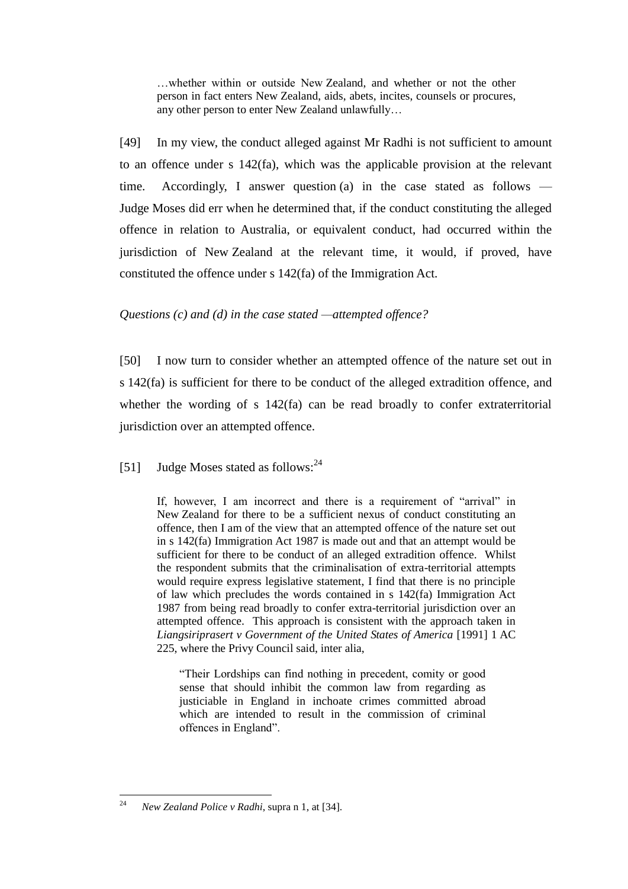> …whether within or outside New Zealand, and whether or not the other person in fact enters New Zealand, aids, abets, incites, counsels or procures, any other person to enter New Zealand unlawfully…

[49] In my view, the conduct alleged against Mr Radhi is not sufficient to amount to an offence under s 142(fa), which was the applicable provision at the relevant time. Accordingly, I answer question (a) in the case stated as follows — Judge Moses did err when he determined that, if the conduct constituting the alleged offence in relation to Australia, or equivalent conduct, had occurred within the jurisdiction of New Zealand at the relevant time, it would, if proved, have constituted the offence under s 142(fa) of the Immigration Act.

*Questions (c) and (d) in the case stated —attempted offence?*

[50] I now turn to consider whether an attempted offence of the nature set out in s 142(fa) is sufficient for there to be conduct of the alleged extradition offence, and whether the wording of s 142(fa) can be read broadly to confer extraterritorial jurisdiction over an attempted offence.

[51] Judge Moses stated as follows:[24]

> If, however, I am incorrect and there is a requirement of "arrival" in New Zealand for there to be a sufficient nexus of conduct constituting an offence, then I am of the view that an attempted offence of the nature set out in s 142(fa) Immigration Act 1987 is made out and that an attempt would be sufficient for there to be conduct of an alleged extradition offence. Whilst the respondent submits that the criminalisation of extra-territorial attempts would require express legislative statement, I find that there is no principle of law which precludes the words contained in s 142(fa) Immigration Act 1987 from being read broadly to confer extra-territorial jurisdiction over an attempted offence. This approach is consistent with the approach taken in *Liangsiriprasert v Government of the United States of America* [1991] 1 AC 225, where the Privy Council said, inter alia,
>
> > "Their Lordships can find nothing in precedent, comity or good sense that should inhibit the common law from regarding as justiciable in England in inchoate crimes committed abroad which are intended to result in the commission of criminal offences in England".

---

[24] *New Zealand Police v Radhi*, supra n 1, at [34].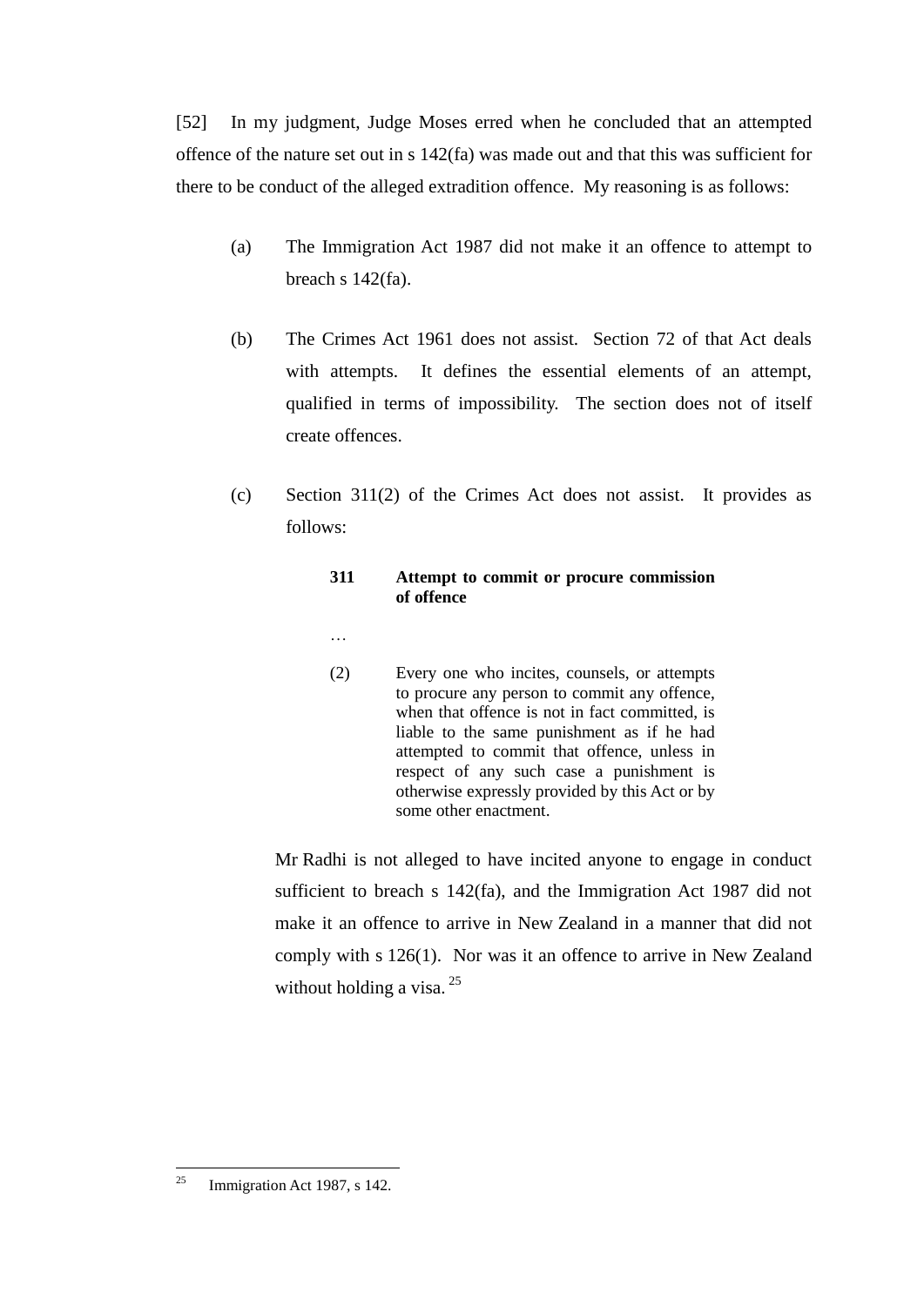[52] In my judgment, Judge Moses erred when he concluded that an attempted offence of the nature set out in s 142(fa) was made out and that this was sufficient for there to be conduct of the alleged extradition offence. My reasoning is as follows:

(a) The Immigration Act 1987 did not make it an offence to attempt to breach s 142(fa).

(b) The Crimes Act 1961 does not assist. Section 72 of that Act deals with attempts. It defines the essential elements of an attempt, qualified in terms of impossibility. The section does not of itself create offences.

(c) Section 311(2) of the Crimes Act does not assist. It provides as follows:

> **311 Attempt to commit or procure commission of offence**
>
> …
>
> (2) Every one who incites, counsels, or attempts to procure any person to commit any offence, when that offence is not in fact committed, is liable to the same punishment as if he had attempted to commit that offence, unless in respect of any such case a punishment is otherwise expressly provided by this Act or by some other enactment.

Mr Radhi is not alleged to have incited anyone to engage in conduct sufficient to breach s 142(fa), and the Immigration Act 1987 did not make it an offence to arrive in New Zealand in a manner that did not comply with s 126(1). Nor was it an offence to arrive in New Zealand without holding a visa.[25]

---

[25] Immigration Act 1987, s 142.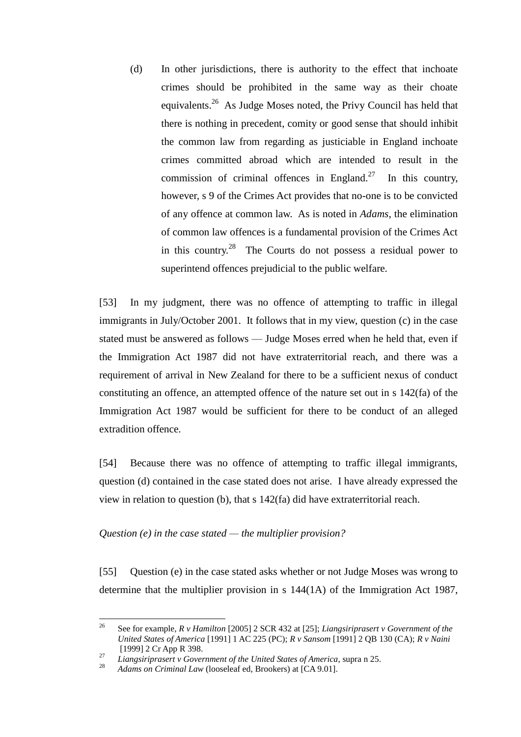(d) In other jurisdictions, there is authority to the effect that inchoate crimes should be prohibited in the same way as their choate equivalents.[26] As Judge Moses noted, the Privy Council has held that there is nothing in precedent, comity or good sense that should inhibit the common law from regarding as justiciable in England inchoate crimes committed abroad which are intended to result in the commission of criminal offences in England.[27] In this country, however, s 9 of the Crimes Act provides that no-one is to be convicted of any offence at common law. As is noted in *Adams*, the elimination of common law offences is a fundamental provision of the Crimes Act in this country.[28] The Courts do not possess a residual power to superintend offences prejudicial to the public welfare.

[53] In my judgment, there was no offence of attempting to traffic in illegal immigrants in July/October 2001. It follows that in my view, question (c) in the case stated must be answered as follows — Judge Moses erred when he held that, even if the Immigration Act 1987 did not have extraterritorial reach, and there was a requirement of arrival in New Zealand for there to be a sufficient nexus of conduct constituting an offence, an attempted offence of the nature set out in s 142(fa) of the Immigration Act 1987 would be sufficient for there to be conduct of an alleged extradition offence.

[54] Because there was no offence of attempting to traffic illegal immigrants, question (d) contained in the case stated does not arise. I have already expressed the view in relation to question (b), that s 142(fa) did have extraterritorial reach.

*Question (e) in the case stated — the multiplier provision?*

[55] Question (e) in the case stated asks whether or not Judge Moses was wrong to determine that the multiplier provision in s 144(1A) of the Immigration Act 1987,

---

[26] See for example, *R v Hamilton* [2005] 2 SCR 432 at [25]; *Liangsiriprasert v Government of the United States of America* [1991] 1 AC 225 (PC); *R v Sansom* [1991] 2 QB 130 (CA); *R v Naini* [1999] 2 Cr App R 398.

[27] *Liangsiriprasert v Government of the United States of America*, supra n 25.

[28] *Adams on Criminal Law* (looseleaf ed, Brookers) at [CA 9.01].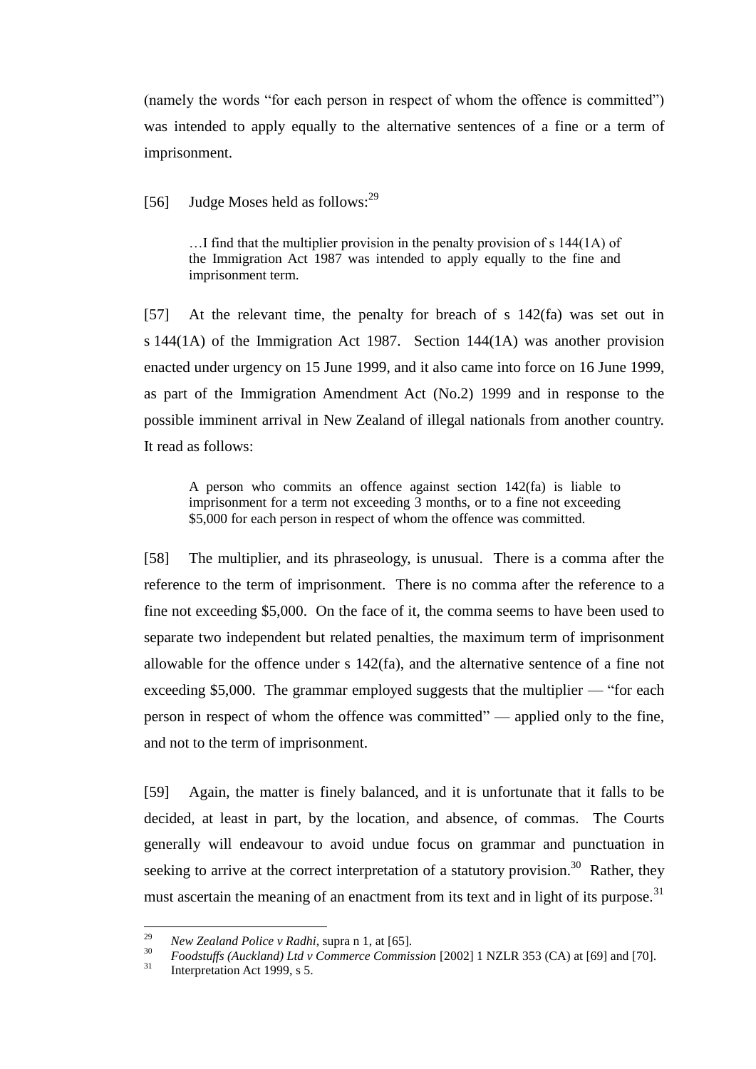(namely the words "for each person in respect of whom the offence is committed") was intended to apply equally to the alternative sentences of a fine or a term of imprisonment.

[56] Judge Moses held as follows:[29]

> …I find that the multiplier provision in the penalty provision of s 144(1A) of the Immigration Act 1987 was intended to apply equally to the fine and imprisonment term.

[57] At the relevant time, the penalty for breach of s 142(fa) was set out in s 144(1A) of the Immigration Act 1987. Section 144(1A) was another provision enacted under urgency on 15 June 1999, and it also came into force on 16 June 1999, as part of the Immigration Amendment Act (No.2) 1999 and in response to the possible imminent arrival in New Zealand of illegal nationals from another country. It read as follows:

> A person who commits an offence against section 142(fa) is liable to imprisonment for a term not exceeding 3 months, or to a fine not exceeding $5,000 for each person in respect of whom the offence was committed.

[58] The multiplier, and its phraseology, is unusual. There is a comma after the reference to the term of imprisonment. There is no comma after the reference to a fine not exceeding $5,000. On the face of it, the comma seems to have been used to separate two independent but related penalties, the maximum term of imprisonment allowable for the offence under s 142(fa), and the alternative sentence of a fine not exceeding $5,000. The grammar employed suggests that the multiplier — "for each person in respect of whom the offence was committed" — applied only to the fine, and not to the term of imprisonment.

[59] Again, the matter is finely balanced, and it is unfortunate that it falls to be decided, at least in part, by the location, and absence, of commas. The Courts generally will endeavour to avoid undue focus on grammar and punctuation in seeking to arrive at the correct interpretation of a statutory provision.[30] Rather, they must ascertain the meaning of an enactment from its text and in light of its purpose.[31]

---

[29] *New Zealand Police v Radhi*, supra n 1, at [65].

[30] *Foodstuffs (Auckland) Ltd v Commerce Commission* [2002] 1 NZLR 353 (CA) at [69] and [70].

[31] Interpretation Act 1999, s 5.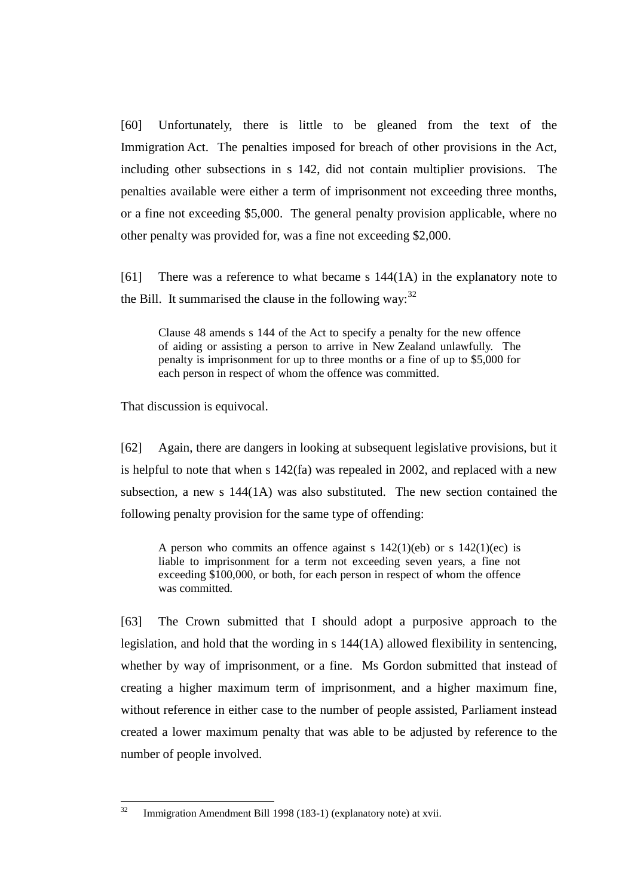[60] Unfortunately, there is little to be gleaned from the text of the Immigration Act. The penalties imposed for breach of other provisions in the Act, including other subsections in s 142, did not contain multiplier provisions. The penalties available were either a term of imprisonment not exceeding three months, or a fine not exceeding $5,000. The general penalty provision applicable, where no other penalty was provided for, was a fine not exceeding $2,000.

[61] There was a reference to what became s 144(1A) in the explanatory note to the Bill. It summarised the clause in the following way:[32]

> Clause 48 amends s 144 of the Act to specify a penalty for the new offence of aiding or assisting a person to arrive in New Zealand unlawfully. The penalty is imprisonment for up to three months or a fine of up to $5,000 for each person in respect of whom the offence was committed.

That discussion is equivocal.

[62] Again, there are dangers in looking at subsequent legislative provisions, but it is helpful to note that when s 142(fa) was repealed in 2002, and replaced with a new subsection, a new s 144(1A) was also substituted. The new section contained the following penalty provision for the same type of offending:

> A person who commits an offence against s 142(1)(eb) or s 142(1)(ec) is liable to imprisonment for a term not exceeding seven years, a fine not exceeding $100,000, or both, for each person in respect of whom the offence was committed.

[63] The Crown submitted that I should adopt a purposive approach to the legislation, and hold that the wording in s 144(1A) allowed flexibility in sentencing, whether by way of imprisonment, or a fine. Ms Gordon submitted that instead of creating a higher maximum term of imprisonment, and a higher maximum fine, without reference in either case to the number of people assisted, Parliament instead created a lower maximum penalty that was able to be adjusted by reference to the number of people involved.

[32] Immigration Amendment Bill 1998 (183-1) (explanatory note) at xvii.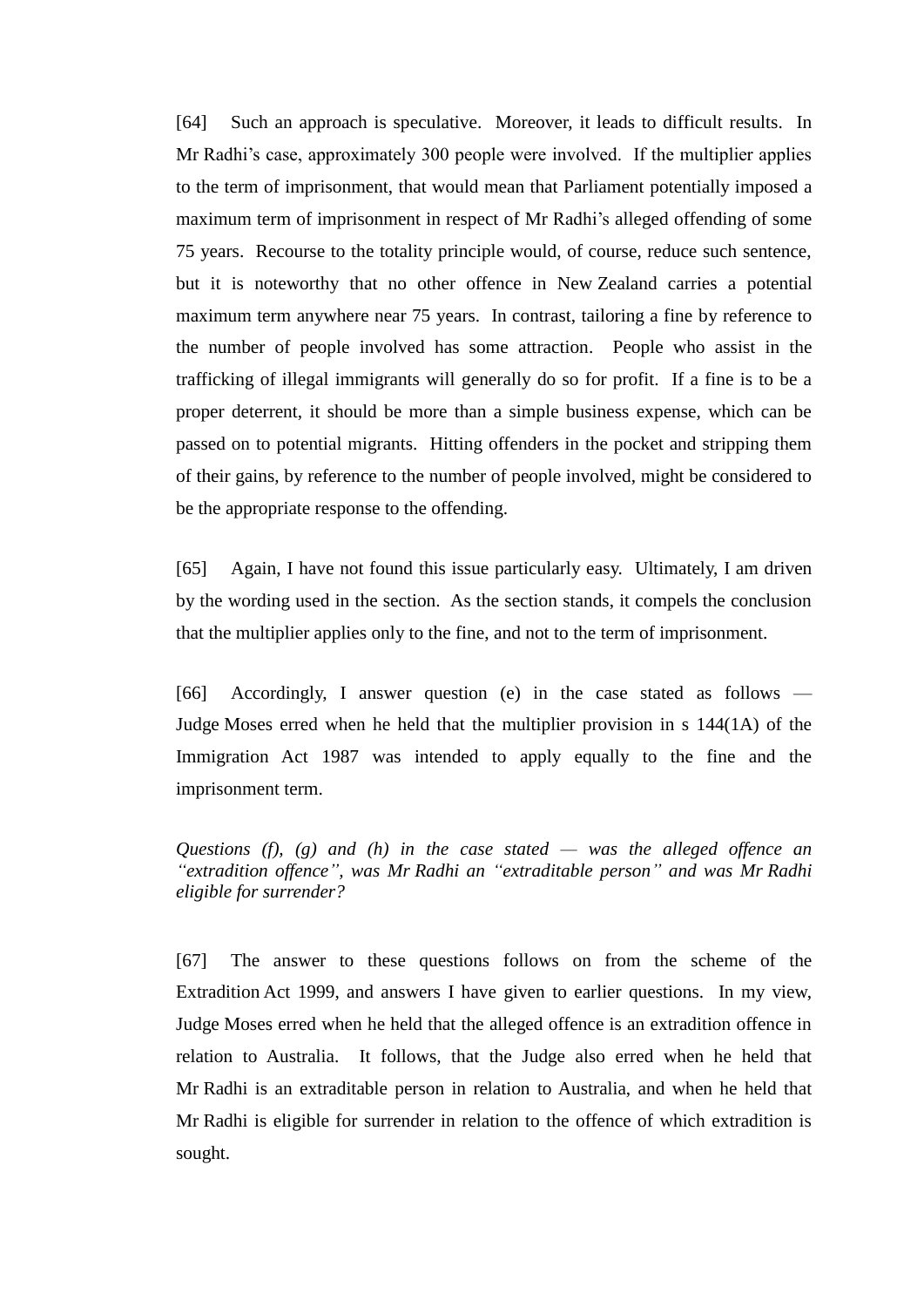[64] Such an approach is speculative. Moreover, it leads to difficult results. In Mr Radhi's case, approximately 300 people were involved. If the multiplier applies to the term of imprisonment, that would mean that Parliament potentially imposed a maximum term of imprisonment in respect of Mr Radhi's alleged offending of some 75 years. Recourse to the totality principle would, of course, reduce such sentence, but it is noteworthy that no other offence in New Zealand carries a potential maximum term anywhere near 75 years. In contrast, tailoring a fine by reference to the number of people involved has some attraction. People who assist in the trafficking of illegal immigrants will generally do so for profit. If a fine is to be a proper deterrent, it should be more than a simple business expense, which can be passed on to potential migrants. Hitting offenders in the pocket and stripping them of their gains, by reference to the number of people involved, might be considered to be the appropriate response to the offending.

[65] Again, I have not found this issue particularly easy. Ultimately, I am driven by the wording used in the section. As the section stands, it compels the conclusion that the multiplier applies only to the fine, and not to the term of imprisonment.

[66] Accordingly, I answer question (e) in the case stated as follows — Judge Moses erred when he held that the multiplier provision in s 144(1A) of the Immigration Act 1987 was intended to apply equally to the fine and the imprisonment term.

*Questions (f), (g) and (h) in the case stated — was the alleged offence an "extradition offence", was Mr Radhi an "extraditable person" and was Mr Radhi eligible for surrender?*

[67] The answer to these questions follows on from the scheme of the Extradition Act 1999, and answers I have given to earlier questions. In my view, Judge Moses erred when he held that the alleged offence is an extradition offence in relation to Australia. It follows, that the Judge also erred when he held that Mr Radhi is an extraditable person in relation to Australia, and when he held that Mr Radhi is eligible for surrender in relation to the offence of which extradition is sought.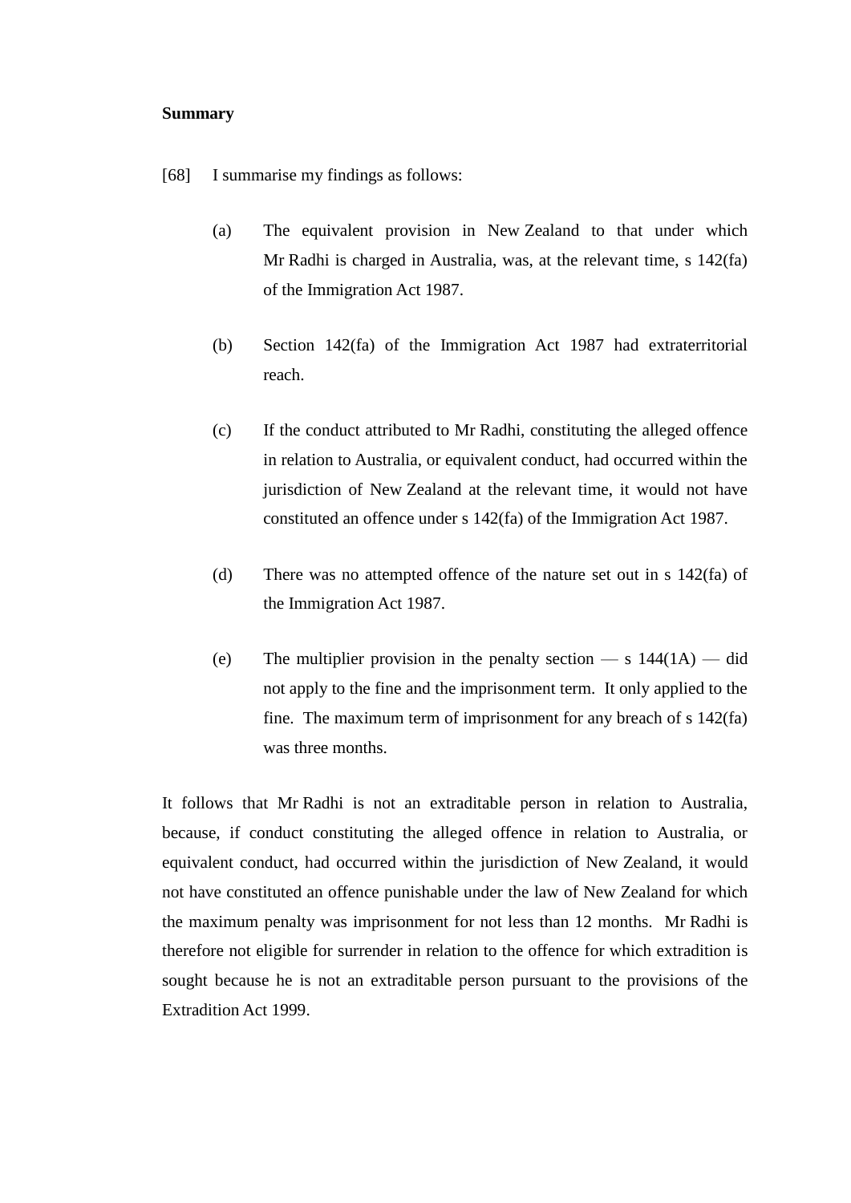**Summary**

[68] I summarise my findings as follows:

(a) The equivalent provision in New Zealand to that under which Mr Radhi is charged in Australia, was, at the relevant time, s 142(fa) of the Immigration Act 1987.

(b) Section 142(fa) of the Immigration Act 1987 had extraterritorial reach.

(c) If the conduct attributed to Mr Radhi, constituting the alleged offence in relation to Australia, or equivalent conduct, had occurred within the jurisdiction of New Zealand at the relevant time, it would not have constituted an offence under s 142(fa) of the Immigration Act 1987.

(d) There was no attempted offence of the nature set out in s 142(fa) of the Immigration Act 1987.

(e) The multiplier provision in the penalty section — s 144(1A) — did not apply to the fine and the imprisonment term. It only applied to the fine. The maximum term of imprisonment for any breach of s 142(fa) was three months.

It follows that Mr Radhi is not an extraditable person in relation to Australia, because, if conduct constituting the alleged offence in relation to Australia, or equivalent conduct, had occurred within the jurisdiction of New Zealand, it would not have constituted an offence punishable under the law of New Zealand for which the maximum penalty was imprisonment for not less than 12 months. Mr Radhi is therefore not eligible for surrender in relation to the offence for which extradition is sought because he is not an extraditable person pursuant to the provisions of the Extradition Act 1999.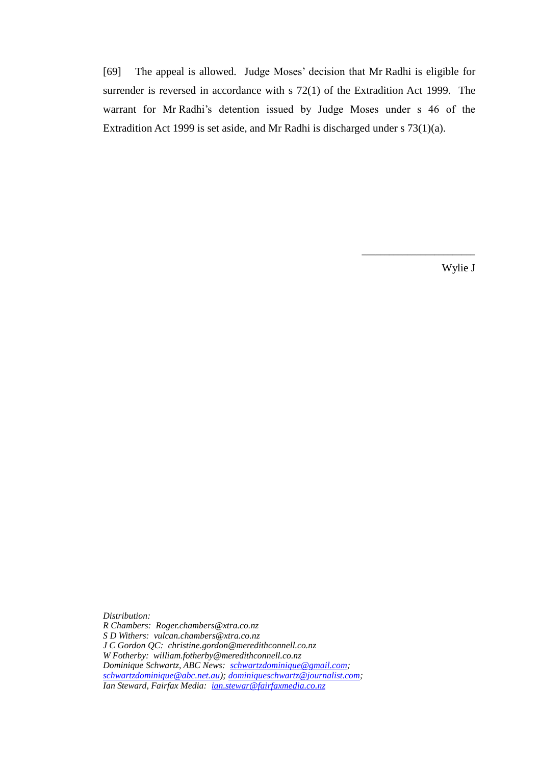[69] The appeal is allowed. Judge Moses' decision that Mr Radhi is eligible for surrender is reversed in accordance with s 72(1) of the Extradition Act 1999. The warrant for Mr Radhi's detention issued by Judge Moses under s 46 of the Extradition Act 1999 is set aside, and Mr Radhi is discharged under s 73(1)(a).

\_\_\_\_\_\_\_\_\_\_\_\_\_\_\_\_\_\_\_\_\_\_

Wylie J

*Distribution:*
*R Chambers: Roger.chambers@xtra.co.nz*
*S D Withers: vulcan.chambers@xtra.co.nz*
*J C Gordon QC: christine.gordon@meredithconnell.co.nz*
*W Fotherby: william.fotherby@meredithconnell.co.nz*
*Dominique Schwartz, ABC News: schwartzdominique@gmail.com; schwartzdominique@abc.net.au); dominiqueschwartz@journalist.com;*
*Ian Steward, Fairfax Media: ian.stewar@fairfaxmedia.co.nz*